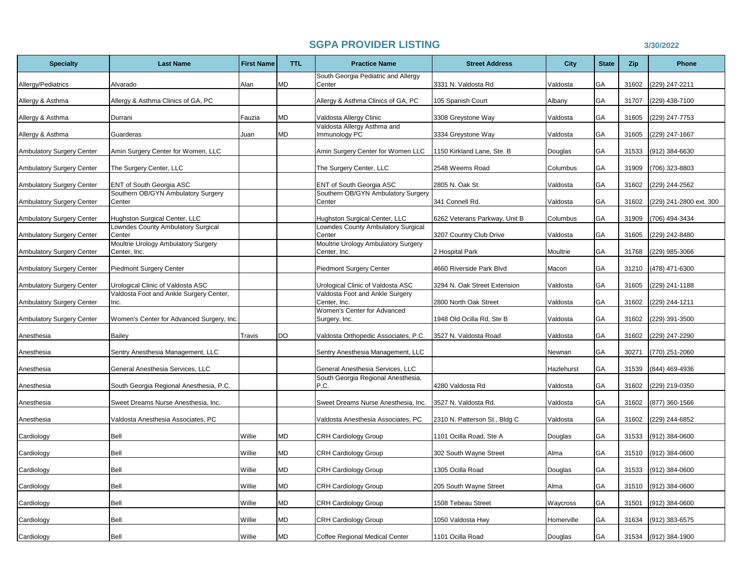# SGPA PROVIDER LISTING

3/30/2022

| Specialty | Last Name | First Name | TTL | Practice Name | Street Address | City | State | Zip | Phone |
|---|---|---|---|---|---|---|---|---|---|
| Allergy/Pediatrics | Alvarado | Alan | MD | South Georgia Pediatric and Allergy Center | 3331 N. Valdosta Rd | Valdosta | GA | 31602 | (229) 247-2211 |
| Allergy & Asthma | Allergy & Asthma Clinics of GA, PC | | | Allergy & Asthma Clinics of GA, PC | 105 Spanish Court | Albany | GA | 31707 | (229) 438-7100 |
| Allergy & Asthma | Durrani | Fauzia | MD | Valdosta Allergy Clinic | 3308 Greystone Way | Valdosta | GA | 31605 | (229) 247-7753 |
| Allergy & Asthma | Guarderas | Juan | MD | Valdosta Allergy Asthma and Immunology PC | 3334 Greystone Way | Valdosta | GA | 31605 | (229) 247-1667 |
| Ambulatory Surgery Center | Amin Surgery Center for Women, LLC | | | Amin Surgery Center for Women LLC | 1150 Kirkland Lane, Ste. B | Douglas | GA | 31533 | (912) 384-6630 |
| Ambulatory Surgery Center | The Surgery Center, LLC | | | The Surgery Center, LLC | 2548 Weems Road | Columbus | GA | 31909 | (706) 323-8803 |
| Ambulatory Surgery Center | ENT of South Georgia ASC | | | ENT of South Georgia ASC | 2805 N. Oak St. | Valdosta | GA | 31602 | (229) 244-2562 |
| Ambulatory Surgery Center | Southern OB/GYN Ambulatory Surgery Center | | | Southern OB/GYN Ambulatory Surgery Center | 341 Connell Rd. | Valdosta | GA | 31602 | (229) 241-2800 ext. 300 |
| Ambulatory Surgery Center | Hughston Surgical Center, LLC | | | Hughston Surgical Center, LLC | 6262 Veterans Parkway, Unit B | Columbus | GA | 31909 | (706) 494-3434 |
| Ambulatory Surgery Center | Lowndes County Ambulatory Surgical Center | | | Lowndes County Ambulatory Surgical Center | 3207 Country Club Drive | Valdosta | GA | 31605 | (229) 242-8480 |
| Ambulatory Surgery Center | Moultrie Urology Ambulatory Surgery Center, Inc. | | | Moultrie Urology Ambulatory Surgery Center, Inc. | 2 Hospital Park | Moultrie | GA | 31768 | (229) 985-3066 |
| Ambulatory Surgery Center | Piedmont Surgery Center | | | Piedmont Surgery Center | 4660 Riverside Park Blvd | Macon | GA | 31210 | (478) 471-6300 |
| Ambulatory Surgery Center | Urological Clinic of Valdosta ASC | | | Urological Clinic of Valdosta ASC | 3294 N. Oak Street Extension | Valdosta | GA | 31605 | (229) 241-1188 |
| Ambulatory Surgery Center | Valdosta Foot and Ankle Surgery Center, Inc. | | | Valdosta Foot and Ankle Surgery Center, Inc. | 2800 North Oak Street | Valdosta | GA | 31602 | (229) 244-1211 |
| Ambulatory Surgery Center | Women's Center for Advanced Surgery, Inc. | | | Women's Center for Advanced Surgery, Inc. | 1948 Old Ocilla Rd, Ste B | Valdosta | GA | 31602 | (229) 391-3500 |
| Anesthesia | Bailey | Travis | DO | Valdosta Orthopedic Associates, P.C. | 3527 N. Valdosta Road | Valdosta | GA | 31602 | (229) 247-2290 |
| Anesthesia | Sentry Anesthesia Management, LLC | | | Sentry Anesthesia Management, LLC | | Newnan | GA | 30271 | (770) 251-2060 |
| Anesthesia | General Anesthesia Services, LLC | | | General Anesthesia Services, LLC | | Hazlehurst | GA | 31539 | (844) 469-4936 |
| Anesthesia | South Georgia Regional Anesthesia, P.C. | | | South Georgia Regional Anesthesia, P.C. | 4280 Valdosta Rd | Valdosta | GA | 31602 | (229) 219-0350 |
| Anesthesia | Sweet Dreams Nurse Anesthesia, Inc. | | | Sweet Dreams Nurse Anesthesia, Inc. | 3527 N. Valdosta Rd. | Valdosta | GA | 31602 | (877) 360-1566 |
| Anesthesia | Valdosta Anesthesia Associates, PC | | | Valdosta Anesthesia Associates, PC | 2310 N. Patterson St., Bldg C | Valdosta | GA | 31602 | (229) 244-6852 |
| Cardiology | Bell | Willie | MD | CRH Cardiology Group | 1101 Ocilla Road, Ste A | Douglas | GA | 31533 | (912) 384-0600 |
| Cardiology | Bell | Willie | MD | CRH Cardiology Group | 302 South Wayne Street | Alma | GA | 31510 | (912) 384-0600 |
| Cardiology | Bell | Willie | MD | CRH Cardiology Group | 1305 Ocilla Road | Douglas | GA | 31533 | (912) 384-0600 |
| Cardiology | Bell | Willie | MD | CRH Cardiology Group | 205 South Wayne Street | Alma | GA | 31510 | (912) 384-0600 |
| Cardiology | Bell | Willie | MD | CRH Cardiology Group | 1508 Tebeau Street | Waycross | GA | 31501 | (912) 384-0600 |
| Cardiology | Bell | Willie | MD | CRH Cardiology Group | 1050 Valdosta Hwy | Homerville | GA | 31634 | (912) 383-6575 |
| Cardiology | Bell | Willie | MD | Coffee Regional Medical Center | 1101 Ocilla Road | Douglas | GA | 31534 | (912) 384-1900 |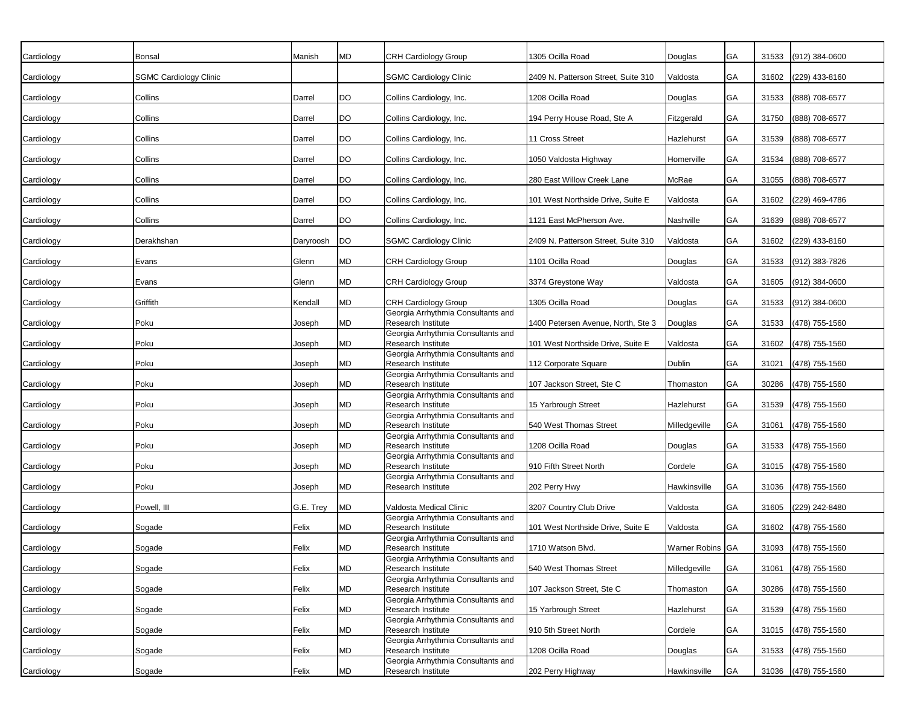| | | | | | | | | | |
|---|---|---|---|---|---|---|---|---|---|
| Cardiology | Bonsal | Manish | MD | CRH Cardiology Group | 1305 Ocilla Road | Douglas | GA | 31533 | (912) 384-0600 |
| Cardiology | SGMC Cardiology Clinic | | | SGMC Cardiology Clinic | 2409 N. Patterson Street, Suite 310 | Valdosta | GA | 31602 | (229) 433-8160 |
| Cardiology | Collins | Darrel | DO | Collins Cardiology, Inc. | 1208 Ocilla Road | Douglas | GA | 31533 | (888) 708-6577 |
| Cardiology | Collins | Darrel | DO | Collins Cardiology, Inc. | 194 Perry House Road, Ste A | Fitzgerald | GA | 31750 | (888) 708-6577 |
| Cardiology | Collins | Darrel | DO | Collins Cardiology, Inc. | 11 Cross Street | Hazlehurst | GA | 31539 | (888) 708-6577 |
| Cardiology | Collins | Darrel | DO | Collins Cardiology, Inc. | 1050 Valdosta Highway | Homerville | GA | 31534 | (888) 708-6577 |
| Cardiology | Collins | Darrel | DO | Collins Cardiology, Inc. | 280 East Willow Creek Lane | McRae | GA | 31055 | (888) 708-6577 |
| Cardiology | Collins | Darrel | DO | Collins Cardiology, Inc. | 101 West Northside Drive, Suite E | Valdosta | GA | 31602 | (229) 469-4786 |
| Cardiology | Collins | Darrel | DO | Collins Cardiology, Inc. | 1121 East McPherson Ave. | Nashville | GA | 31639 | (888) 708-6577 |
| Cardiology | Derakhshan | Daryroosh | DO | SGMC Cardiology Clinic | 2409 N. Patterson Street, Suite 310 | Valdosta | GA | 31602 | (229) 433-8160 |
| Cardiology | Evans | Glenn | MD | CRH Cardiology Group | 1101 Ocilla Road | Douglas | GA | 31533 | (912) 383-7826 |
| Cardiology | Evans | Glenn | MD | CRH Cardiology Group | 3374 Greystone Way | Valdosta | GA | 31605 | (912) 384-0600 |
| Cardiology | Griffith | Kendall | MD | CRH Cardiology Group | 1305 Ocilla Road | Douglas | GA | 31533 | (912) 384-0600 |
| Cardiology | Poku | Joseph | MD | Georgia Arrhythmia Consultants and Research Institute | 1400 Petersen Avenue, North, Ste 3 | Douglas | GA | 31533 | (478) 755-1560 |
| Cardiology | Poku | Joseph | MD | Georgia Arrhythmia Consultants and Research Institute | 101 West Northside Drive, Suite E | Valdosta | GA | 31602 | (478) 755-1560 |
| Cardiology | Poku | Joseph | MD | Georgia Arrhythmia Consultants and Research Institute | 112 Corporate Square | Dublin | GA | 31021 | (478) 755-1560 |
| Cardiology | Poku | Joseph | MD | Georgia Arrhythmia Consultants and Research Institute | 107 Jackson Street, Ste C | Thomaston | GA | 30286 | (478) 755-1560 |
| Cardiology | Poku | Joseph | MD | Georgia Arrhythmia Consultants and Research Institute | 15 Yarbrough Street | Hazlehurst | GA | 31539 | (478) 755-1560 |
| Cardiology | Poku | Joseph | MD | Georgia Arrhythmia Consultants and Research Institute | 540 West Thomas Street | Milledgeville | GA | 31061 | (478) 755-1560 |
| Cardiology | Poku | Joseph | MD | Georgia Arrhythmia Consultants and Research Institute | 1208 Ocilla Road | Douglas | GA | 31533 | (478) 755-1560 |
| Cardiology | Poku | Joseph | MD | Georgia Arrhythmia Consultants and Research Institute | 910 Fifth Street North | Cordele | GA | 31015 | (478) 755-1560 |
| Cardiology | Poku | Joseph | MD | Georgia Arrhythmia Consultants and Research Institute | 202 Perry Hwy | Hawkinsville | GA | 31036 | (478) 755-1560 |
| Cardiology | Powell, III | G.E. Trey | MD | Valdosta Medical Clinic | 3207 Country Club Drive | Valdosta | GA | 31605 | (229) 242-8480 |
| Cardiology | Sogade | Felix | MD | Georgia Arrhythmia Consultants and Research Institute | 101 West Northside Drive, Suite E | Valdosta | GA | 31602 | (478) 755-1560 |
| Cardiology | Sogade | Felix | MD | Georgia Arrhythmia Consultants and Research Institute | 1710 Watson Blvd. | Warner Robins | GA | 31093 | (478) 755-1560 |
| Cardiology | Sogade | Felix | MD | Georgia Arrhythmia Consultants and Research Institute | 540 West Thomas Street | Milledgeville | GA | 31061 | (478) 755-1560 |
| Cardiology | Sogade | Felix | MD | Georgia Arrhythmia Consultants and Research Institute | 107 Jackson Street, Ste C | Thomaston | GA | 30286 | (478) 755-1560 |
| Cardiology | Sogade | Felix | MD | Georgia Arrhythmia Consultants and Research Institute | 15 Yarbrough Street | Hazlehurst | GA | 31539 | (478) 755-1560 |
| Cardiology | Sogade | Felix | MD | Georgia Arrhythmia Consultants and Research Institute | 910 5th Street North | Cordele | GA | 31015 | (478) 755-1560 |
| Cardiology | Sogade | Felix | MD | Georgia Arrhythmia Consultants and Research Institute | 1208 Ocilla Road | Douglas | GA | 31533 | (478) 755-1560 |
| Cardiology | Sogade | Felix | MD | Georgia Arrhythmia Consultants and Research Institute | 202 Perry Highway | Hawkinsville | GA | 31036 | (478) 755-1560 |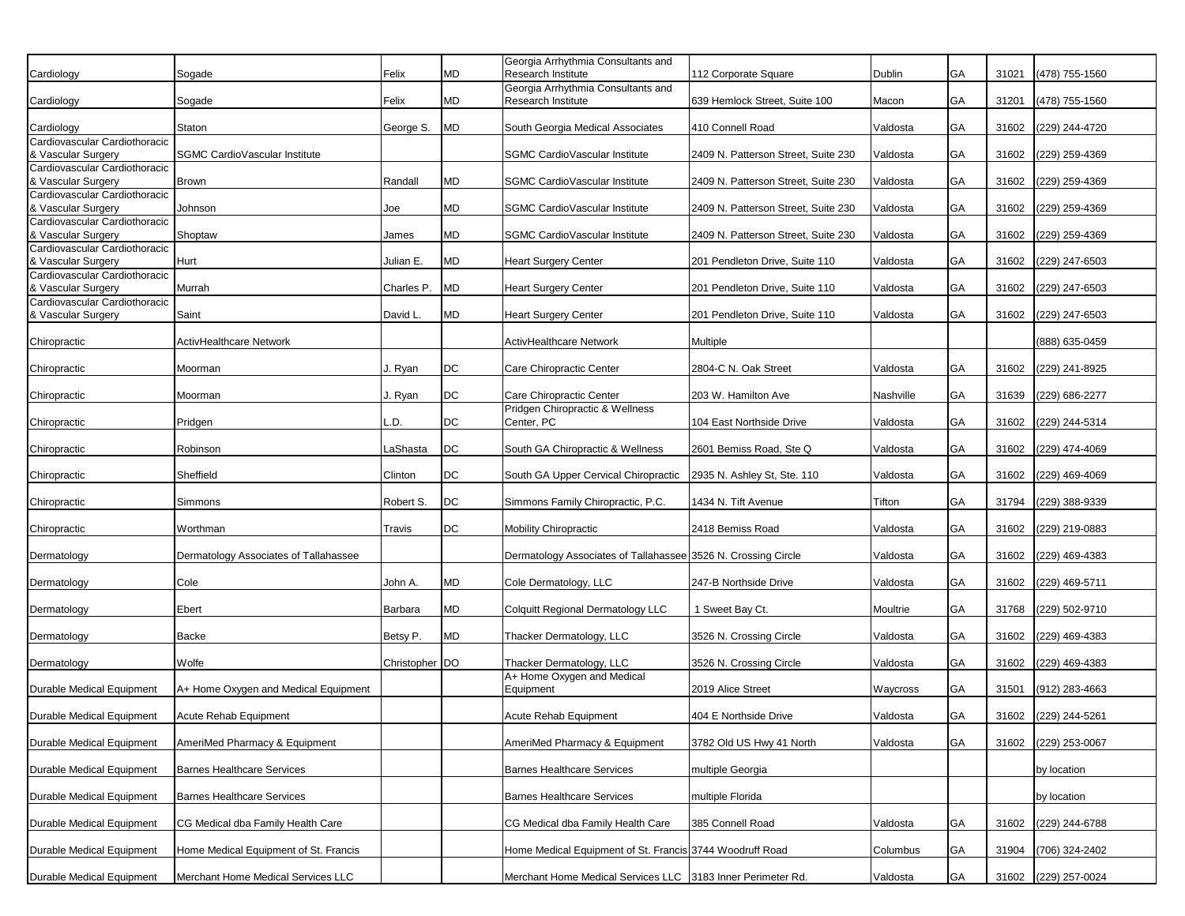| Cardiology | Sogade | Felix | MD | Georgia Arrhythmia Consultants and Research Institute | 112 Corporate Square | Dublin | GA | 31021 | (478) 755-1560 |
|---|---|---|---|---|---|---|---|---|---|
| Cardiology | Sogade | Felix | MD | Georgia Arrhythmia Consultants and Research Institute | 639 Hemlock Street, Suite 100 | Macon | GA | 31201 | (478) 755-1560 |
| Cardiology | Staton | George S. | MD | South Georgia Medical Associates | 410 Connell Road | Valdosta | GA | 31602 | (229) 244-4720 |
| Cardiovascular Cardiothoracic & Vascular Surgery | SGMC CardioVascular Institute | | | SGMC CardioVascular Institute | 2409 N. Patterson Street, Suite 230 | Valdosta | GA | 31602 | (229) 259-4369 |
| Cardiovascular Cardiothoracic & Vascular Surgery | Brown | Randall | MD | SGMC CardioVascular Institute | 2409 N. Patterson Street, Suite 230 | Valdosta | GA | 31602 | (229) 259-4369 |
| Cardiovascular Cardiothoracic & Vascular Surgery | Johnson | Joe | MD | SGMC CardioVascular Institute | 2409 N. Patterson Street, Suite 230 | Valdosta | GA | 31602 | (229) 259-4369 |
| Cardiovascular Cardiothoracic & Vascular Surgery | Shoptaw | James | MD | SGMC CardioVascular Institute | 2409 N. Patterson Street, Suite 230 | Valdosta | GA | 31602 | (229) 259-4369 |
| Cardiovascular Cardiothoracic & Vascular Surgery | Hurt | Julian E. | MD | Heart Surgery Center | 201 Pendleton Drive, Suite 110 | Valdosta | GA | 31602 | (229) 247-6503 |
| Cardiovascular Cardiothoracic & Vascular Surgery | Murrah | Charles P. | MD | Heart Surgery Center | 201 Pendleton Drive, Suite 110 | Valdosta | GA | 31602 | (229) 247-6503 |
| Cardiovascular Cardiothoracic & Vascular Surgery | Saint | David L. | MD | Heart Surgery Center | 201 Pendleton Drive, Suite 110 | Valdosta | GA | 31602 | (229) 247-6503 |
| Chiropractic | ActivHealthcare Network | | | ActivHealthcare Network | Multiple | | | | (888) 635-0459 |
| Chiropractic | Moorman | J. Ryan | DC | Care Chiropractic Center | 2804-C N. Oak Street | Valdosta | GA | 31602 | (229) 241-8925 |
| Chiropractic | Moorman | J. Ryan | DC | Care Chiropractic Center | 203 W. Hamilton Ave | Nashville | GA | 31639 | (229) 686-2277 |
| Chiropractic | Pridgen | L.D. | DC | Pridgen Chiropractic & Wellness Center, PC | 104 East Northside Drive | Valdosta | GA | 31602 | (229) 244-5314 |
| Chiropractic | Robinson | LaShasta | DC | South GA Chiropractic & Wellness | 2601 Bemiss Road, Ste Q | Valdosta | GA | 31602 | (229) 474-4069 |
| Chiropractic | Sheffield | Clinton | DC | South GA Upper Cervical Chiropractic | 2935 N. Ashley St, Ste. 110 | Valdosta | GA | 31602 | (229) 469-4069 |
| Chiropractic | Simmons | Robert S. | DC | Simmons Family Chiropractic, P.C. | 1434 N. Tift Avenue | Tifton | GA | 31794 | (229) 388-9339 |
| Chiropractic | Worthman | Travis | DC | Mobility Chiropractic | 2418 Bemiss Road | Valdosta | GA | 31602 | (229) 219-0883 |
| Dermatology | Dermatology Associates of Tallahassee | | | Dermatology Associates of Tallahassee | 3526 N. Crossing Circle | Valdosta | GA | 31602 | (229) 469-4383 |
| Dermatology | Cole | John A. | MD | Cole Dermatology, LLC | 247-B Northside Drive | Valdosta | GA | 31602 | (229) 469-5711 |
| Dermatology | Ebert | Barbara | MD | Colquitt Regional Dermatology LLC | 1 Sweet Bay Ct. | Moultrie | GA | 31768 | (229) 502-9710 |
| Dermatology | Backe | Betsy P. | MD | Thacker Dermatology, LLC | 3526 N. Crossing Circle | Valdosta | GA | 31602 | (229) 469-4383 |
| Dermatology | Wolfe | Christopher | DO | Thacker Dermatology, LLC | 3526 N. Crossing Circle | Valdosta | GA | 31602 | (229) 469-4383 |
| Durable Medical Equipment | A+ Home Oxygen and Medical Equipment | | | A+ Home Oxygen and Medical Equipment | 2019 Alice Street | Waycross | GA | 31501 | (912) 283-4663 |
| Durable Medical Equipment | Acute Rehab Equipment | | | Acute Rehab Equipment | 404 E Northside Drive | Valdosta | GA | 31602 | (229) 244-5261 |
| Durable Medical Equipment | AmeriMed Pharmacy & Equipment | | | AmeriMed Pharmacy & Equipment | 3782 Old US Hwy 41 North | Valdosta | GA | 31602 | (229) 253-0067 |
| Durable Medical Equipment | Barnes Healthcare Services | | | Barnes Healthcare Services | multiple Georgia | | | | by location |
| Durable Medical Equipment | Barnes Healthcare Services | | | Barnes Healthcare Services | multiple Florida | | | | by location |
| Durable Medical Equipment | CG Medical dba Family Health Care | | | CG Medical dba Family Health Care | 385 Connell Road | Valdosta | GA | 31602 | (229) 244-6788 |
| Durable Medical Equipment | Home Medical Equipment of St. Francis | | | Home Medical Equipment of St. Francis | 3744 Woodruff Road | Columbus | GA | 31904 | (706) 324-2402 |
| Durable Medical Equipment | Merchant Home Medical Services LLC | | | Merchant Home Medical Services LLC | 3183 Inner Perimeter Rd. | Valdosta | GA | 31602 | (229) 257-0024 |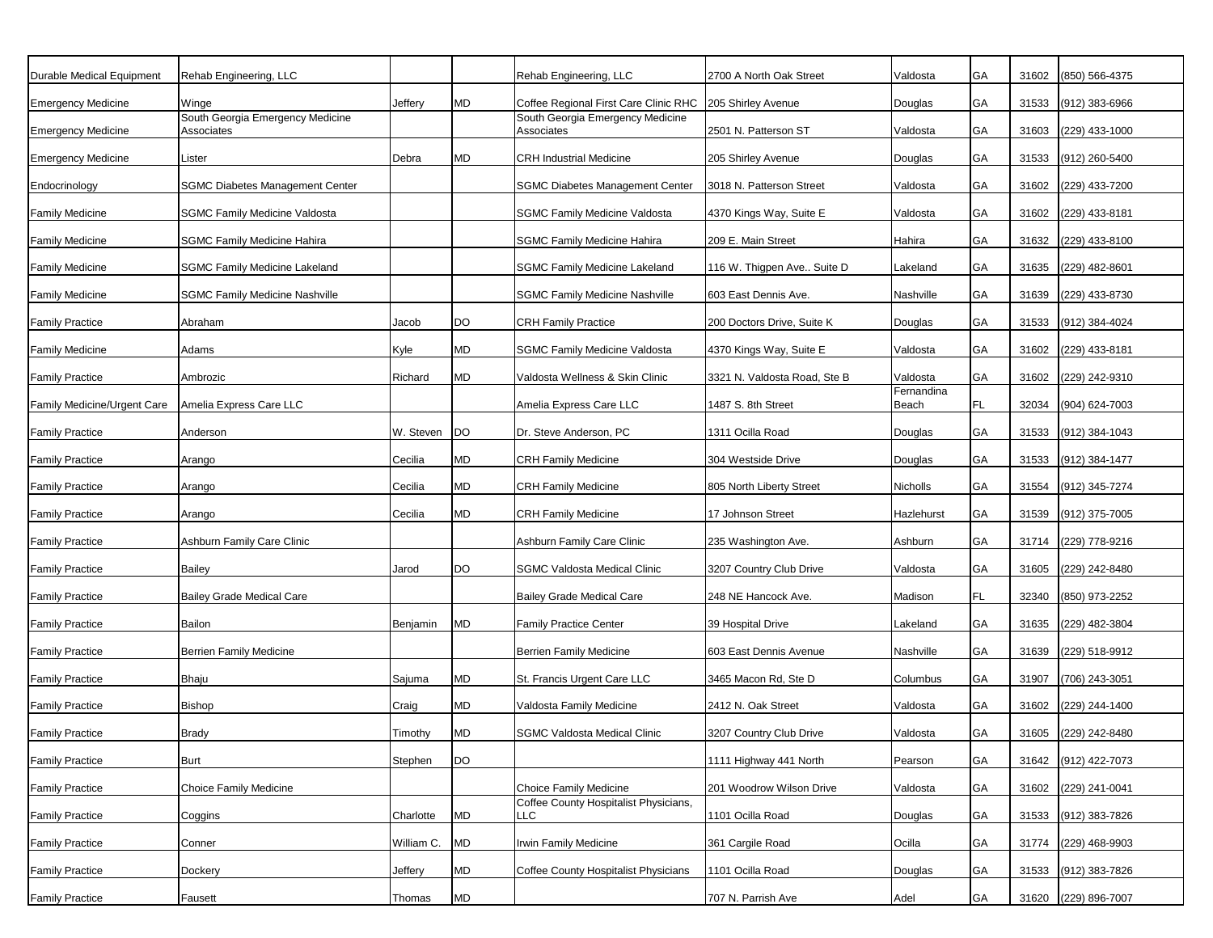| | | | | | | | | | |
|---|---|---|---|---|---|---|---|---|---|
| Durable Medical Equipment | Rehab Engineering, LLC | | | Rehab Engineering, LLC | 2700 A North Oak Street | Valdosta | GA | 31602 | (850) 566-4375 |
| Emergency Medicine | Winge | Jeffery | MD | Coffee Regional First Care Clinic RHC | 205 Shirley Avenue | Douglas | GA | 31533 | (912) 383-6966 |
| Emergency Medicine | South Georgia Emergency Medicine Associates | | | South Georgia Emergency Medicine Associates | 2501 N. Patterson ST | Valdosta | GA | 31603 | (229) 433-1000 |
| Emergency Medicine | Lister | Debra | MD | CRH Industrial Medicine | 205 Shirley Avenue | Douglas | GA | 31533 | (912) 260-5400 |
| Endocrinology | SGMC Diabetes Management Center | | | SGMC Diabetes Management Center | 3018 N. Patterson Street | Valdosta | GA | 31602 | (229) 433-7200 |
| Family Medicine | SGMC Family Medicine Valdosta | | | SGMC Family Medicine Valdosta | 4370 Kings Way, Suite E | Valdosta | GA | 31602 | (229) 433-8181 |
| Family Medicine | SGMC Family Medicine Hahira | | | SGMC Family Medicine Hahira | 209 E. Main Street | Hahira | GA | 31632 | (229) 433-8100 |
| Family Medicine | SGMC Family Medicine Lakeland | | | SGMC Family Medicine Lakeland | 116 W. Thigpen Ave.. Suite D | Lakeland | GA | 31635 | (229) 482-8601 |
| Family Medicine | SGMC Family Medicine Nashville | | | SGMC Family Medicine Nashville | 603 East Dennis Ave. | Nashville | GA | 31639 | (229) 433-8730 |
| Family Practice | Abraham | Jacob | DO | CRH Family Practice | 200 Doctors Drive, Suite K | Douglas | GA | 31533 | (912) 384-4024 |
| Family Medicine | Adams | Kyle | MD | SGMC Family Medicine Valdosta | 4370 Kings Way, Suite E | Valdosta | GA | 31602 | (229) 433-8181 |
| Family Practice | Ambrozic | Richard | MD | Valdosta Wellness & Skin Clinic | 3321 N. Valdosta Road, Ste B | Valdosta | GA | 31602 | (229) 242-9310 |
| Family Medicine/Urgent Care | Amelia Express Care LLC | | | Amelia Express Care LLC | 1487 S. 8th Street | Fernandina Beach | FL | 32034 | (904) 624-7003 |
| Family Practice | Anderson | W. Steven | DO | Dr. Steve Anderson, PC | 1311 Ocilla Road | Douglas | GA | 31533 | (912) 384-1043 |
| Family Practice | Arango | Cecilia | MD | CRH Family Medicine | 304 Westside Drive | Douglas | GA | 31533 | (912) 384-1477 |
| Family Practice | Arango | Cecilia | MD | CRH Family Medicine | 805 North Liberty Street | Nicholls | GA | 31554 | (912) 345-7274 |
| Family Practice | Arango | Cecilia | MD | CRH Family Medicine | 17 Johnson Street | Hazlehurst | GA | 31539 | (912) 375-7005 |
| Family Practice | Ashburn Family Care Clinic | | | Ashburn Family Care Clinic | 235 Washington Ave. | Ashburn | GA | 31714 | (229) 778-9216 |
| Family Practice | Bailey | Jarod | DO | SGMC Valdosta Medical Clinic | 3207 Country Club Drive | Valdosta | GA | 31605 | (229) 242-8480 |
| Family Practice | Bailey Grade Medical Care | | | Bailey Grade Medical Care | 248 NE Hancock Ave. | Madison | FL | 32340 | (850) 973-2252 |
| Family Practice | Bailon | Benjamin | MD | Family Practice Center | 39 Hospital Drive | Lakeland | GA | 31635 | (229) 482-3804 |
| Family Practice | Berrien Family Medicine | | | Berrien Family Medicine | 603 East Dennis Avenue | Nashville | GA | 31639 | (229) 518-9912 |
| Family Practice | Bhaju | Sajuma | MD | St. Francis Urgent Care LLC | 3465 Macon Rd, Ste D | Columbus | GA | 31907 | (706) 243-3051 |
| Family Practice | Bishop | Craig | MD | Valdosta Family Medicine | 2412 N. Oak Street | Valdosta | GA | 31602 | (229) 244-1400 |
| Family Practice | Brady | Timothy | MD | SGMC Valdosta Medical Clinic | 3207 Country Club Drive | Valdosta | GA | 31605 | (229) 242-8480 |
| Family Practice | Burt | Stephen | DO | | 1111 Highway 441 North | Pearson | GA | 31642 | (912) 422-7073 |
| Family Practice | Choice Family Medicine | | | Choice Family Medicine | 201 Woodrow Wilson Drive | Valdosta | GA | 31602 | (229) 241-0041 |
| Family Practice | Coggins | Charlotte | MD | Coffee County Hospitalist Physicians, LLC | 1101 Ocilla Road | Douglas | GA | 31533 | (912) 383-7826 |
| Family Practice | Conner | William C. | MD | Irwin Family Medicine | 361 Cargile Road | Ocilla | GA | 31774 | (229) 468-9903 |
| Family Practice | Dockery | Jeffery | MD | Coffee County Hospitalist Physicians | 1101 Ocilla Road | Douglas | GA | 31533 | (912) 383-7826 |
| Family Practice | Fausett | Thomas | MD | | 707 N. Parrish Ave | Adel | GA | 31620 | (229) 896-7007 |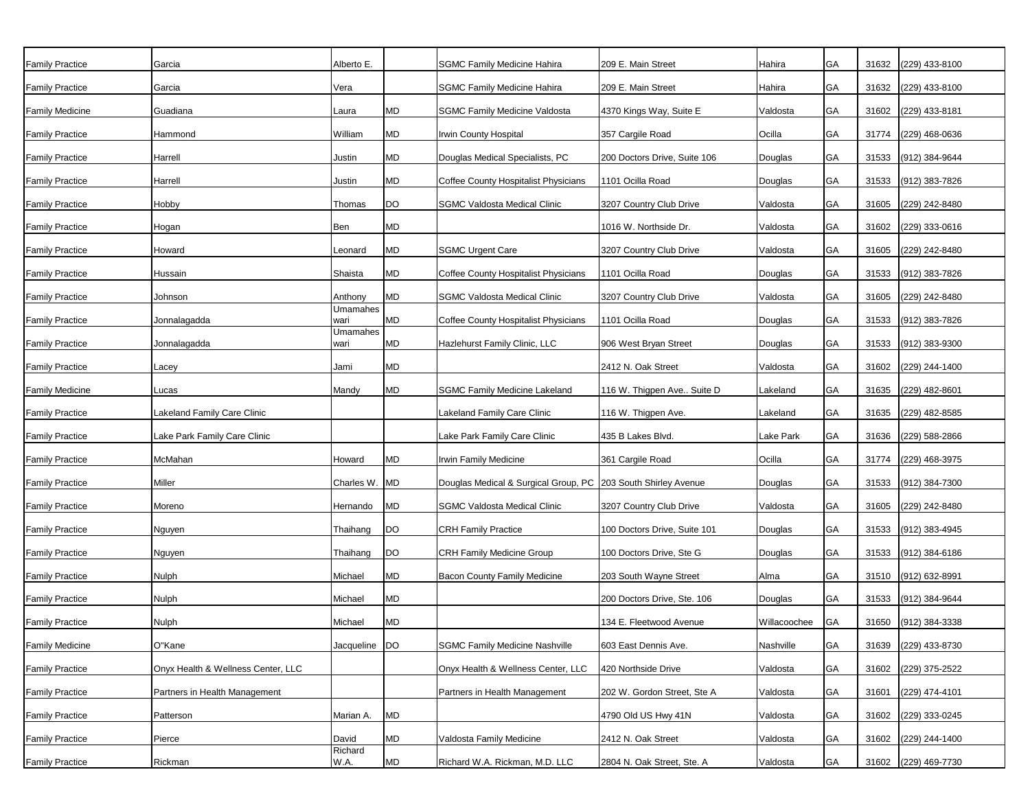| Family Practice | Garcia | Alberto E. | | SGMC Family Medicine Hahira | 209 E. Main Street | Hahira | GA | 31632 | (229) 433-8100 |
|---|---|---|---|---|---|---|---|---|---|
| Family Practice | Garcia | Vera | | SGMC Family Medicine Hahira | 209 E. Main Street | Hahira | GA | 31632 | (229) 433-8100 |
| Family Medicine | Guadiana | Laura | MD | SGMC Family Medicine Valdosta | 4370 Kings Way, Suite E | Valdosta | GA | 31602 | (229) 433-8181 |
| Family Practice | Hammond | William | MD | Irwin County Hospital | 357 Cargile Road | Ocilla | GA | 31774 | (229) 468-0636 |
| Family Practice | Harrell | Justin | MD | Douglas Medical Specialists, PC | 200 Doctors Drive, Suite 106 | Douglas | GA | 31533 | (912) 384-9644 |
| Family Practice | Harrell | Justin | MD | Coffee County Hospitalist Physicians | 1101 Ocilla Road | Douglas | GA | 31533 | (912) 383-7826 |
| Family Practice | Hobby | Thomas | DO | SGMC Valdosta Medical Clinic | 3207 Country Club Drive | Valdosta | GA | 31605 | (229) 242-8480 |
| Family Practice | Hogan | Ben | MD | | 1016 W. Northside Dr. | Valdosta | GA | 31602 | (229) 333-0616 |
| Family Practice | Howard | Leonard | MD | SGMC Urgent Care | 3207 Country Club Drive | Valdosta | GA | 31605 | (229) 242-8480 |
| Family Practice | Hussain | Shaista | MD | Coffee County Hospitalist Physicians | 1101 Ocilla Road | Douglas | GA | 31533 | (912) 383-7826 |
| Family Practice | Johnson | Anthony | MD | SGMC Valdosta Medical Clinic | 3207 Country Club Drive | Valdosta | GA | 31605 | (229) 242-8480 |
| Family Practice | Jonnalagadda | Umamaheswari | MD | Coffee County Hospitalist Physicians | 1101 Ocilla Road | Douglas | GA | 31533 | (912) 383-7826 |
| Family Practice | Jonnalagadda | Umamaheswari | MD | Hazlehurst Family Clinic, LLC | 906 West Bryan Street | Douglas | GA | 31533 | (912) 383-9300 |
| Family Practice | Lacey | Jami | MD | | 2412 N. Oak Street | Valdosta | GA | 31602 | (229) 244-1400 |
| Family Medicine | Lucas | Mandy | MD | SGMC Family Medicine Lakeland | 116 W. Thigpen Ave.. Suite D | Lakeland | GA | 31635 | (229) 482-8601 |
| Family Practice | Lakeland Family Care Clinic | | | Lakeland Family Care Clinic | 116 W. Thigpen Ave. | Lakeland | GA | 31635 | (229) 482-8585 |
| Family Practice | Lake Park Family Care Clinic | | | Lake Park Family Care Clinic | 435 B Lakes Blvd. | Lake Park | GA | 31636 | (229) 588-2866 |
| Family Practice | McMahan | Howard | MD | Irwin Family Medicine | 361 Cargile Road | Ocilla | GA | 31774 | (229) 468-3975 |
| Family Practice | Miller | Charles W. | MD | Douglas Medical & Surgical Group, PC | 203 South Shirley Avenue | Douglas | GA | 31533 | (912) 384-7300 |
| Family Practice | Moreno | Hernando | MD | SGMC Valdosta Medical Clinic | 3207 Country Club Drive | Valdosta | GA | 31605 | (229) 242-8480 |
| Family Practice | Nguyen | Thaihang | DO | CRH Family Practice | 100 Doctors Drive, Suite 101 | Douglas | GA | 31533 | (912) 383-4945 |
| Family Practice | Nguyen | Thaihang | DO | CRH Family Medicine Group | 100 Doctors Drive, Ste G | Douglas | GA | 31533 | (912) 384-6186 |
| Family Practice | Nulph | Michael | MD | Bacon County Family Medicine | 203 South Wayne Street | Alma | GA | 31510 | (912) 632-8991 |
| Family Practice | Nulph | Michael | MD | | 200 Doctors Drive, Ste. 106 | Douglas | GA | 31533 | (912) 384-9644 |
| Family Practice | Nulph | Michael | MD | | 134 E. Fleetwood Avenue | Willacoochee | GA | 31650 | (912) 384-3338 |
| Family Medicine | O"Kane | Jacqueline | DO | SGMC Family Medicine Nashville | 603 East Dennis Ave. | Nashville | GA | 31639 | (229) 433-8730 |
| Family Practice | Onyx Health & Wellness Center, LLC | | | Onyx Health & Wellness Center, LLC | 420 Northside Drive | Valdosta | GA | 31602 | (229) 375-2522 |
| Family Practice | Partners in Health Management | | | Partners in Health Management | 202 W. Gordon Street, Ste A | Valdosta | GA | 31601 | (229) 474-4101 |
| Family Practice | Patterson | Marian A. | MD | | 4790 Old US Hwy 41N | Valdosta | GA | 31602 | (229) 333-0245 |
| Family Practice | Pierce | David | MD | Valdosta Family Medicine | 2412 N. Oak Street | Valdosta | GA | 31602 | (229) 244-1400 |
| Family Practice | Rickman | Richard W.A. | MD | Richard W.A. Rickman, M.D. LLC | 2804 N. Oak Street, Ste. A | Valdosta | GA | 31602 | (229) 469-7730 |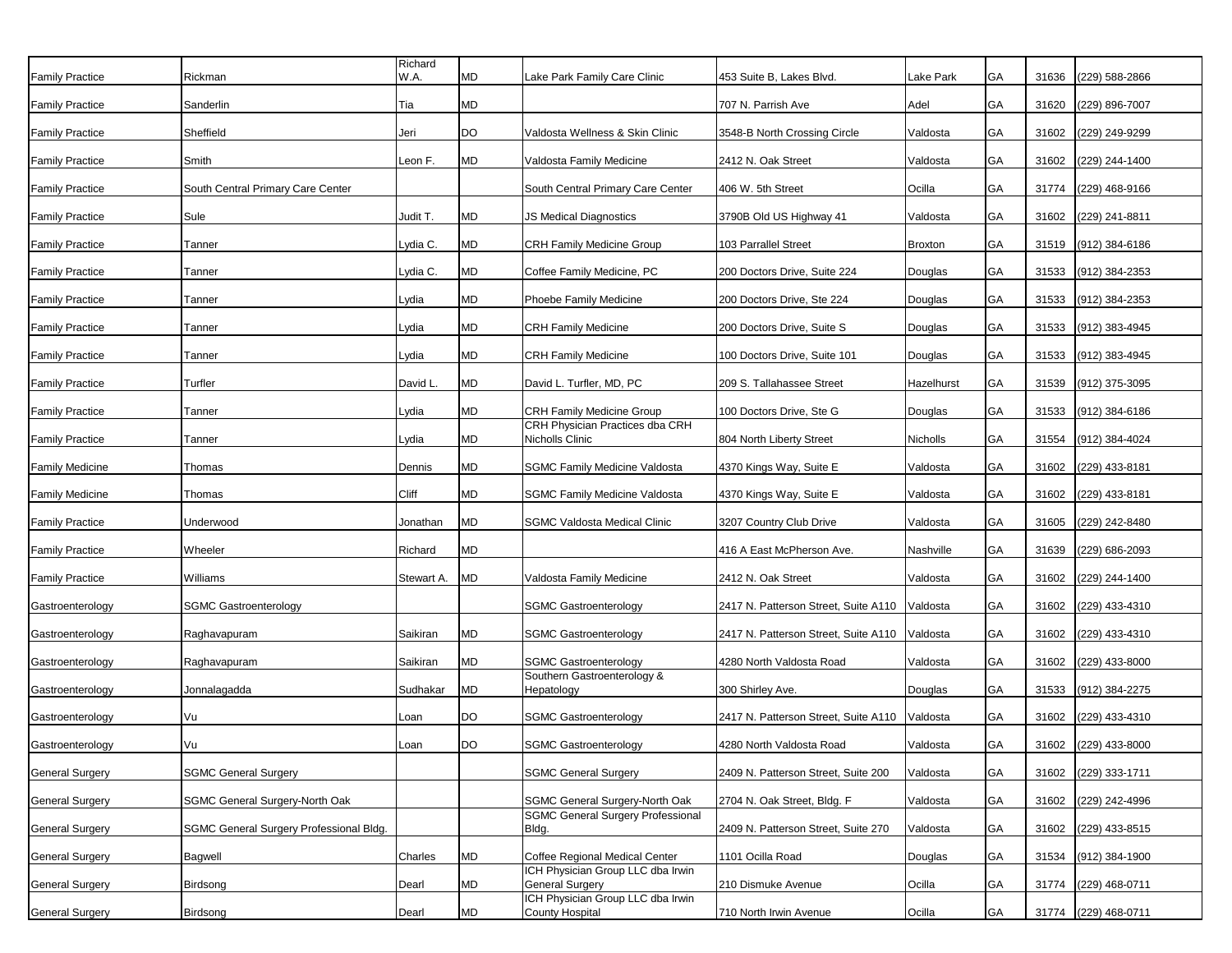| Family Practice | Rickman | Richard W.A. | MD | Lake Park Family Care Clinic | 453 Suite B, Lakes Blvd. | Lake Park | GA | 31636 | (229) 588-2866 |
|---|---|---|---|---|---|---|---|---|---|
| Family Practice | Sanderlin | Tia | MD | | 707 N. Parrish Ave | Adel | GA | 31620 | (229) 896-7007 |
| Family Practice | Sheffield | Jeri | DO | Valdosta Wellness & Skin Clinic | 3548-B North Crossing Circle | Valdosta | GA | 31602 | (229) 249-9299 |
| Family Practice | Smith | Leon F. | MD | Valdosta Family Medicine | 2412 N. Oak Street | Valdosta | GA | 31602 | (229) 244-1400 |
| Family Practice | South Central Primary Care Center | | | South Central Primary Care Center | 406 W. 5th Street | Ocilla | GA | 31774 | (229) 468-9166 |
| Family Practice | Sule | Judit T. | MD | JS Medical Diagnostics | 3790B Old US Highway 41 | Valdosta | GA | 31602 | (229) 241-8811 |
| Family Practice | Tanner | Lydia C. | MD | CRH Family Medicine Group | 103 Parrallel Street | Broxton | GA | 31519 | (912) 384-6186 |
| Family Practice | Tanner | Lydia C. | MD | Coffee Family Medicine, PC | 200 Doctors Drive, Suite 224 | Douglas | GA | 31533 | (912) 384-2353 |
| Family Practice | Tanner | Lydia | MD | Phoebe Family Medicine | 200 Doctors Drive, Ste 224 | Douglas | GA | 31533 | (912) 384-2353 |
| Family Practice | Tanner | Lydia | MD | CRH Family Medicine | 200 Doctors Drive, Suite S | Douglas | GA | 31533 | (912) 383-4945 |
| Family Practice | Tanner | Lydia | MD | CRH Family Medicine | 100 Doctors Drive, Suite 101 | Douglas | GA | 31533 | (912) 383-4945 |
| Family Practice | Turfler | David L. | MD | David L. Turfler, MD, PC | 209 S. Tallahassee Street | Hazelhurst | GA | 31539 | (912) 375-3095 |
| Family Practice | Tanner | Lydia | MD | CRH Family Medicine Group | 100 Doctors Drive, Ste G | Douglas | GA | 31533 | (912) 384-6186 |
| Family Practice | Tanner | Lydia | MD | CRH Physician Practices dba CRH Nicholls Clinic | 804 North Liberty Street | Nicholls | GA | 31554 | (912) 384-4024 |
| Family Medicine | Thomas | Dennis | MD | SGMC Family Medicine Valdosta | 4370 Kings Way, Suite E | Valdosta | GA | 31602 | (229) 433-8181 |
| Family Medicine | Thomas | Cliff | MD | SGMC Family Medicine Valdosta | 4370 Kings Way, Suite E | Valdosta | GA | 31602 | (229) 433-8181 |
| Family Practice | Underwood | Jonathan | MD | SGMC Valdosta Medical Clinic | 3207 Country Club Drive | Valdosta | GA | 31605 | (229) 242-8480 |
| Family Practice | Wheeler | Richard | MD | | 416 A East McPherson Ave. | Nashville | GA | 31639 | (229) 686-2093 |
| Family Practice | Williams | Stewart A. | MD | Valdosta Family Medicine | 2412 N. Oak Street | Valdosta | GA | 31602 | (229) 244-1400 |
| Gastroenterology | SGMC Gastroenterology | | | SGMC Gastroenterology | 2417 N. Patterson Street, Suite A110 | Valdosta | GA | 31602 | (229) 433-4310 |
| Gastroenterology | Raghavapuram | Saikiran | MD | SGMC Gastroenterology | 2417 N. Patterson Street, Suite A110 | Valdosta | GA | 31602 | (229) 433-4310 |
| Gastroenterology | Raghavapuram | Saikiran | MD | SGMC Gastroenterology | 4280 North Valdosta Road | Valdosta | GA | 31602 | (229) 433-8000 |
| Gastroenterology | Jonnalagadda | Sudhakar | MD | Southern Gastroenterology & Hepatology | 300 Shirley Ave. | Douglas | GA | 31533 | (912) 384-2275 |
| Gastroenterology | Vu | Loan | DO | SGMC Gastroenterology | 2417 N. Patterson Street, Suite A110 | Valdosta | GA | 31602 | (229) 433-4310 |
| Gastroenterology | Vu | Loan | DO | SGMC Gastroenterology | 4280 North Valdosta Road | Valdosta | GA | 31602 | (229) 433-8000 |
| General Surgery | SGMC General Surgery | | | SGMC General Surgery | 2409 N. Patterson Street, Suite 200 | Valdosta | GA | 31602 | (229) 333-1711 |
| General Surgery | SGMC General Surgery-North Oak | | | SGMC General Surgery-North Oak | 2704 N. Oak Street, Bldg. F | Valdosta | GA | 31602 | (229) 242-4996 |
| General Surgery | SGMC General Surgery Professional Bldg. | | | SGMC General Surgery Professional Bldg. | 2409 N. Patterson Street, Suite 270 | Valdosta | GA | 31602 | (229) 433-8515 |
| General Surgery | Bagwell | Charles | MD | Coffee Regional Medical Center | 1101 Ocilla Road | Douglas | GA | 31534 | (912) 384-1900 |
| General Surgery | Birdsong | Dearl | MD | ICH Physician Group LLC dba Irwin General Surgery | 210 Dismuke Avenue | Ocilla | GA | 31774 | (229) 468-0711 |
| General Surgery | Birdsong | Dearl | MD | ICH Physician Group LLC dba Irwin County Hospital | 710 North Irwin Avenue | Ocilla | GA | 31774 | (229) 468-0711 |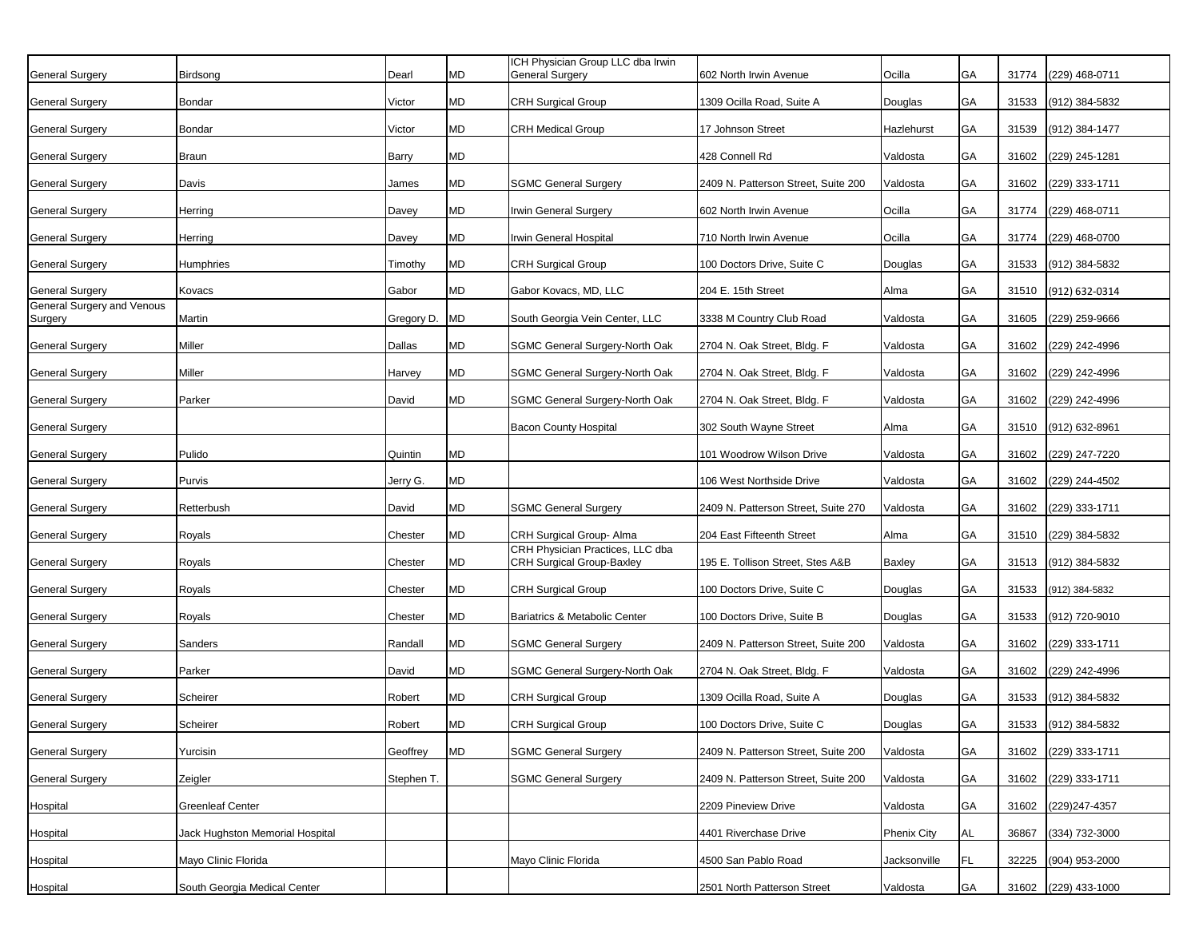| General Surgery | Birdsong | Dearl | MD | ICH Physician Group LLC dba Irwin General Surgery | 602 North Irwin Avenue | Ocilla | GA | 31774 | (229) 468-0711 |
|---|---|---|---|---|---|---|---|---|---|
| General Surgery | Bondar | Victor | MD | CRH Surgical Group | 1309 Ocilla Road, Suite A | Douglas | GA | 31533 | (912) 384-5832 |
| General Surgery | Bondar | Victor | MD | CRH Medical Group | 17 Johnson Street | Hazlehurst | GA | 31539 | (912) 384-1477 |
| General Surgery | Braun | Barry | MD | | 428 Connell Rd | Valdosta | GA | 31602 | (229) 245-1281 |
| General Surgery | Davis | James | MD | SGMC General Surgery | 2409 N. Patterson Street, Suite 200 | Valdosta | GA | 31602 | (229) 333-1711 |
| General Surgery | Herring | Davey | MD | Irwin General Surgery | 602 North Irwin Avenue | Ocilla | GA | 31774 | (229) 468-0711 |
| General Surgery | Herring | Davey | MD | Irwin General Hospital | 710 North Irwin Avenue | Ocilla | GA | 31774 | (229) 468-0700 |
| General Surgery | Humphries | Timothy | MD | CRH Surgical Group | 100 Doctors Drive, Suite C | Douglas | GA | 31533 | (912) 384-5832 |
| General Surgery | Kovacs | Gabor | MD | Gabor Kovacs, MD, LLC | 204 E. 15th Street | Alma | GA | 31510 | (912) 632-0314 |
| General Surgery and Venous Surgery | Martin | Gregory D. | MD | South Georgia Vein Center, LLC | 3338 M Country Club Road | Valdosta | GA | 31605 | (229) 259-9666 |
| General Surgery | Miller | Dallas | MD | SGMC General Surgery-North Oak | 2704 N. Oak Street, Bldg. F | Valdosta | GA | 31602 | (229) 242-4996 |
| General Surgery | Miller | Harvey | MD | SGMC General Surgery-North Oak | 2704 N. Oak Street, Bldg. F | Valdosta | GA | 31602 | (229) 242-4996 |
| General Surgery | Parker | David | MD | SGMC General Surgery-North Oak | 2704 N. Oak Street, Bldg. F | Valdosta | GA | 31602 | (229) 242-4996 |
| General Surgery | | | | Bacon County Hospital | 302 South Wayne Street | Alma | GA | 31510 | (912) 632-8961 |
| General Surgery | Pulido | Quintin | MD | | 101 Woodrow Wilson Drive | Valdosta | GA | 31602 | (229) 247-7220 |
| General Surgery | Purvis | Jerry G. | MD | | 106 West Northside Drive | Valdosta | GA | 31602 | (229) 244-4502 |
| General Surgery | Retterbush | David | MD | SGMC General Surgery | 2409 N. Patterson Street, Suite 270 | Valdosta | GA | 31602 | (229) 333-1711 |
| General Surgery | Royals | Chester | MD | CRH Surgical Group- Alma | 204 East Fifteenth Street | Alma | GA | 31510 | (229) 384-5832 |
| General Surgery | Royals | Chester | MD | CRH Physician Practices, LLC dba CRH Surgical Group-Baxley | 195 E. Tollison Street, Stes A&B | Baxley | GA | 31513 | (912) 384-5832 |
| General Surgery | Royals | Chester | MD | CRH Surgical Group | 100 Doctors Drive, Suite C | Douglas | GA | 31533 | (912) 384-5832 |
| General Surgery | Royals | Chester | MD | Bariatrics & Metabolic Center | 100 Doctors Drive, Suite B | Douglas | GA | 31533 | (912) 720-9010 |
| General Surgery | Sanders | Randall | MD | SGMC General Surgery | 2409 N. Patterson Street, Suite 200 | Valdosta | GA | 31602 | (229) 333-1711 |
| General Surgery | Parker | David | MD | SGMC General Surgery-North Oak | 2704 N. Oak Street, Bldg. F | Valdosta | GA | 31602 | (229) 242-4996 |
| General Surgery | Scheirer | Robert | MD | CRH Surgical Group | 1309 Ocilla Road, Suite A | Douglas | GA | 31533 | (912) 384-5832 |
| General Surgery | Scheirer | Robert | MD | CRH Surgical Group | 100 Doctors Drive, Suite C | Douglas | GA | 31533 | (912) 384-5832 |
| General Surgery | Yurcisin | Geoffrey | MD | SGMC General Surgery | 2409 N. Patterson Street, Suite 200 | Valdosta | GA | 31602 | (229) 333-1711 |
| General Surgery | Zeigler | Stephen T. | | SGMC General Surgery | 2409 N. Patterson Street, Suite 200 | Valdosta | GA | 31602 | (229) 333-1711 |
| Hospital | Greenleaf Center | | | | 2209 Pineview Drive | Valdosta | GA | 31602 | (229)247-4357 |
| Hospital | Jack Hughston Memorial Hospital | | | | 4401 Riverchase Drive | Phenix City | AL | 36867 | (334) 732-3000 |
| Hospital | Mayo Clinic Florida | | | Mayo Clinic Florida | 4500 San Pablo Road | Jacksonville | FL | 32225 | (904) 953-2000 |
| Hospital | South Georgia Medical Center | | | | 2501 North Patterson Street | Valdosta | GA | 31602 | (229) 433-1000 |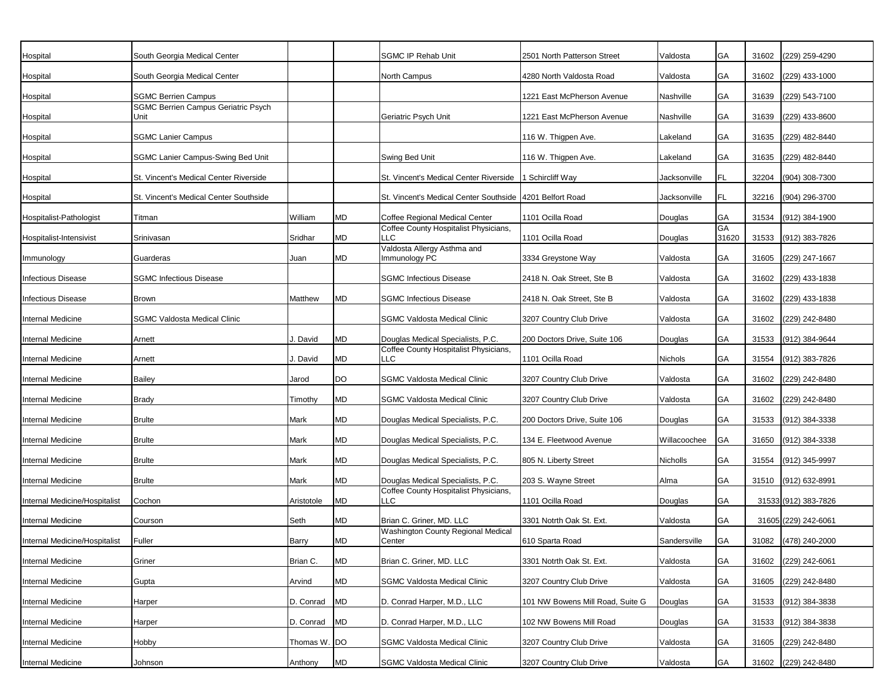| | | | | | | | | | |
|---|---|---|---|---|---|---|---|---|---|
| Hospital | South Georgia Medical Center | | | SGMC IP Rehab Unit | 2501 North Patterson Street | Valdosta | GA | 31602 | (229) 259-4290 |
| Hospital | South Georgia Medical Center | | | North Campus | 4280 North Valdosta Road | Valdosta | GA | 31602 | (229) 433-1000 |
| Hospital | SGMC Berrien Campus | | | | 1221 East McPherson Avenue | Nashville | GA | 31639 | (229) 543-7100 |
| Hospital | SGMC Berrien Campus Geriatric Psych Unit | | | Geriatric Psych Unit | 1221 East McPherson Avenue | Nashville | GA | 31639 | (229) 433-8600 |
| Hospital | SGMC Lanier Campus | | | | 116 W. Thigpen Ave. | Lakeland | GA | 31635 | (229) 482-8440 |
| Hospital | SGMC Lanier Campus-Swing Bed Unit | | | Swing Bed Unit | 116 W. Thigpen Ave. | Lakeland | GA | 31635 | (229) 482-8440 |
| Hospital | St. Vincent's Medical Center Riverside | | | St. Vincent's Medical Center Riverside | 1 Schircliff Way | Jacksonville | FL | 32204 | (904) 308-7300 |
| Hospital | St. Vincent's Medical Center Southside | | | St. Vincent's Medical Center Southside | 4201 Belfort Road | Jacksonville | FL | 32216 | (904) 296-3700 |
| Hospitalist-Pathologist | Titman | William | MD | Coffee Regional Medical Center | 1101 Ocilla Road | Douglas | GA | 31534 | (912) 384-1900 |
| Hospitalist-Intensivist | Srinivasan | Sridhar | MD | Coffee County Hospitalist Physicians, LLC | 1101 Ocilla Road | Douglas | GA 31620 | 31533 | (912) 383-7826 |
| Immunology | Guarderas | Juan | MD | Valdosta Allergy Asthma and Immunology PC | 3334 Greystone Way | Valdosta | GA | 31605 | (229) 247-1667 |
| Infectious Disease | SGMC Infectious Disease | | | SGMC Infectious Disease | 2418 N. Oak Street, Ste B | Valdosta | GA | 31602 | (229) 433-1838 |
| Infectious Disease | Brown | Matthew | MD | SGMC Infectious Disease | 2418 N. Oak Street, Ste B | Valdosta | GA | 31602 | (229) 433-1838 |
| Internal Medicine | SGMC Valdosta Medical Clinic | | | SGMC Valdosta Medical Clinic | 3207 Country Club Drive | Valdosta | GA | 31602 | (229) 242-8480 |
| Internal Medicine | Arnett | J. David | MD | Douglas Medical Specialists, P.C. | 200 Doctors Drive, Suite 106 | Douglas | GA | 31533 | (912) 384-9644 |
| Internal Medicine | Arnett | J. David | MD | Coffee County Hospitalist Physicians, LLC | 1101 Ocilla Road | Nichols | GA | 31554 | (912) 383-7826 |
| Internal Medicine | Bailey | Jarod | DO | SGMC Valdosta Medical Clinic | 3207 Country Club Drive | Valdosta | GA | 31602 | (229) 242-8480 |
| Internal Medicine | Brady | Timothy | MD | SGMC Valdosta Medical Clinic | 3207 Country Club Drive | Valdosta | GA | 31602 | (229) 242-8480 |
| Internal Medicine | Brulte | Mark | MD | Douglas Medical Specialists, P.C. | 200 Doctors Drive, Suite 106 | Douglas | GA | 31533 | (912) 384-3338 |
| Internal Medicine | Brulte | Mark | MD | Douglas Medical Specialists, P.C. | 134 E. Fleetwood Avenue | Willacoochee | GA | 31650 | (912) 384-3338 |
| Internal Medicine | Brulte | Mark | MD | Douglas Medical Specialists, P.C. | 805 N. Liberty Street | Nicholls | GA | 31554 | (912) 345-9997 |
| Internal Medicine | Brulte | Mark | MD | Douglas Medical Specialists, P.C. | 203 S. Wayne Street | Alma | GA | 31510 | (912) 632-8991 |
| Internal Medicine/Hospitalist | Cochon | Aristotole | MD | Coffee County Hospitalist Physicians, LLC | 1101 Ocilla Road | Douglas | GA | 31533 | (912) 383-7826 |
| Internal Medicine | Courson | Seth | MD | Brian C. Griner, MD. LLC | 3301 Notrth Oak St. Ext. | Valdosta | GA | 31605 | (229) 242-6061 |
| Internal Medicine/Hospitalist | Fuller | Barry | MD | Washington County Regional Medical Center | 610 Sparta Road | Sandersville | GA | 31082 | (478) 240-2000 |
| Internal Medicine | Griner | Brian C. | MD | Brian C. Griner, MD. LLC | 3301 Notrth Oak St. Ext. | Valdosta | GA | 31602 | (229) 242-6061 |
| Internal Medicine | Gupta | Arvind | MD | SGMC Valdosta Medical Clinic | 3207 Country Club Drive | Valdosta | GA | 31605 | (229) 242-8480 |
| Internal Medicine | Harper | D. Conrad | MD | D. Conrad Harper, M.D., LLC | 101 NW Bowens Mill Road, Suite G | Douglas | GA | 31533 | (912) 384-3838 |
| Internal Medicine | Harper | D. Conrad | MD | D. Conrad Harper, M.D., LLC | 102 NW Bowens Mill Road | Douglas | GA | 31533 | (912) 384-3838 |
| Internal Medicine | Hobby | Thomas W. | DO | SGMC Valdosta Medical Clinic | 3207 Country Club Drive | Valdosta | GA | 31605 | (229) 242-8480 |
| Internal Medicine | Johnson | Anthony | MD | SGMC Valdosta Medical Clinic | 3207 Country Club Drive | Valdosta | GA | 31602 | (229) 242-8480 |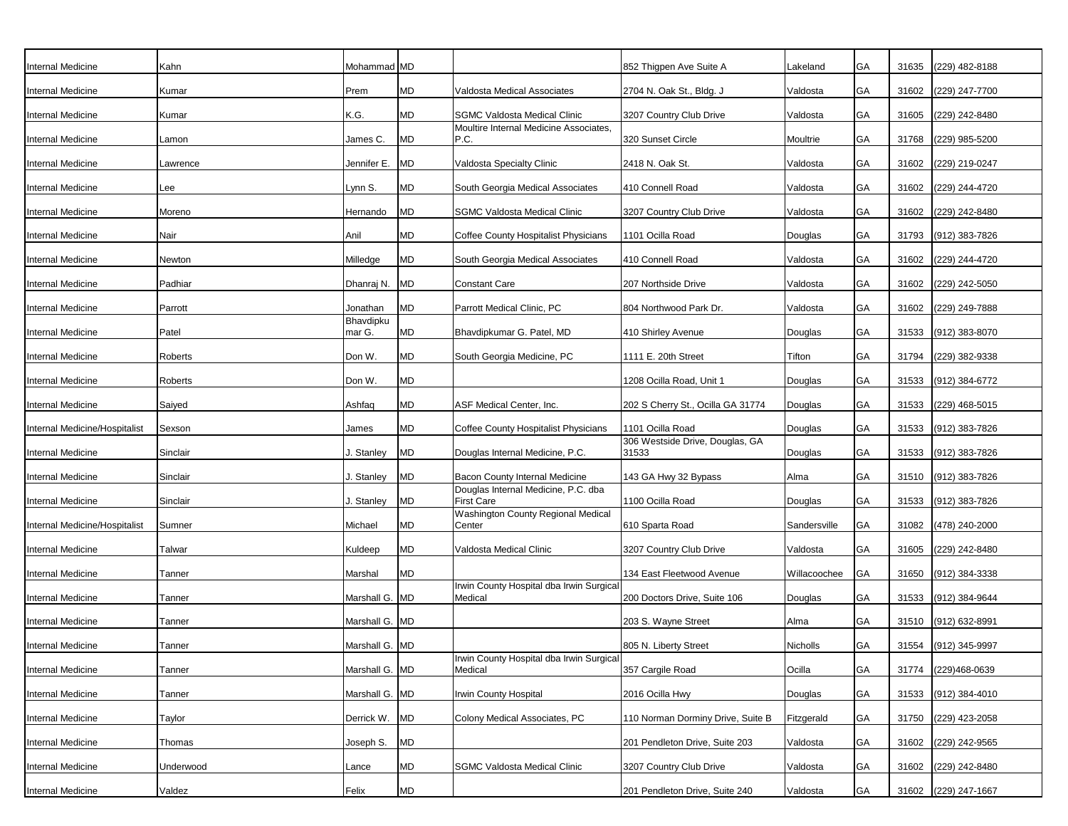| Internal Medicine | Kahn | Mohammad | MD | | 852 Thigpen Ave Suite A | Lakeland | GA | 31635 | (229) 482-8188 |
|---|---|---|---|---|---|---|---|---|---|
| Internal Medicine | Kumar | Prem | MD | Valdosta Medical Associates | 2704 N. Oak St., Bldg. J | Valdosta | GA | 31602 | (229) 247-7700 |
| Internal Medicine | Kumar | K.G. | MD | SGMC Valdosta Medical Clinic | 3207 Country Club Drive | Valdosta | GA | 31605 | (229) 242-8480 |
| Internal Medicine | Lamon | James C. | MD | Moultire Internal Medicine Associates, P.C. | 320 Sunset Circle | Moultrie | GA | 31768 | (229) 985-5200 |
| Internal Medicine | Lawrence | Jennifer E. | MD | Valdosta Specialty Clinic | 2418 N. Oak St. | Valdosta | GA | 31602 | (229) 219-0247 |
| Internal Medicine | Lee | Lynn S. | MD | South Georgia Medical Associates | 410 Connell Road | Valdosta | GA | 31602 | (229) 244-4720 |
| Internal Medicine | Moreno | Hernando | MD | SGMC Valdosta Medical Clinic | 3207 Country Club Drive | Valdosta | GA | 31602 | (229) 242-8480 |
| Internal Medicine | Nair | Anil | MD | Coffee County Hospitalist Physicians | 1101 Ocilla Road | Douglas | GA | 31793 | (912) 383-7826 |
| Internal Medicine | Newton | Milledge | MD | South Georgia Medical Associates | 410 Connell Road | Valdosta | GA | 31602 | (229) 244-4720 |
| Internal Medicine | Padhiar | Dhanraj N. | MD | Constant Care | 207 Northside Drive | Valdosta | GA | 31602 | (229) 242-5050 |
| Internal Medicine | Parrott | Jonathan | MD | Parrott Medical Clinic, PC | 804 Northwood Park Dr. | Valdosta | GA | 31602 | (229) 249-7888 |
| Internal Medicine | Patel | Bhavdipkumar G. | MD | Bhavdipkumar G. Patel, MD | 410 Shirley Avenue | Douglas | GA | 31533 | (912) 383-8070 |
| Internal Medicine | Roberts | Don W. | MD | South Georgia Medicine, PC | 1111 E. 20th Street | Tifton | GA | 31794 | (229) 382-9338 |
| Internal Medicine | Roberts | Don W. | MD | | 1208 Ocilla Road, Unit 1 | Douglas | GA | 31533 | (912) 384-6772 |
| Internal Medicine | Saiyed | Ashfaq | MD | ASF Medical Center, Inc. | 202 S Cherry St., Ocilla GA 31774 | Douglas | GA | 31533 | (229) 468-5015 |
| Internal Medicine/Hospitalist | Sexson | James | MD | Coffee County Hospitalist Physicians | 1101 Ocilla Road | Douglas | GA | 31533 | (912) 383-7826 |
| Internal Medicine | Sinclair | J. Stanley | MD | Douglas Internal Medicine, P.C. | 306 Westside Drive, Douglas, GA 31533 | Douglas | GA | 31533 | (912) 383-7826 |
| Internal Medicine | Sinclair | J. Stanley | MD | Bacon County Internal Medicine | 143 GA Hwy 32 Bypass | Alma | GA | 31510 | (912) 383-7826 |
| Internal Medicine | Sinclair | J. Stanley | MD | Douglas Internal Medicine, P.C. dba First Care | 1100 Ocilla Road | Douglas | GA | 31533 | (912) 383-7826 |
| Internal Medicine/Hospitalist | Sumner | Michael | MD | Washington County Regional Medical Center | 610 Sparta Road | Sandersville | GA | 31082 | (478) 240-2000 |
| Internal Medicine | Talwar | Kuldeep | MD | Valdosta Medical Clinic | 3207 Country Club Drive | Valdosta | GA | 31605 | (229) 242-8480 |
| Internal Medicine | Tanner | Marshal | MD | | 134 East Fleetwood Avenue | Willacoochee | GA | 31650 | (912) 384-3338 |
| Internal Medicine | Tanner | Marshall G. | MD | Irwin County Hospital dba Irwin Surgical Medical | 200 Doctors Drive, Suite 106 | Douglas | GA | 31533 | (912) 384-9644 |
| Internal Medicine | Tanner | Marshall G. | MD | | 203 S. Wayne Street | Alma | GA | 31510 | (912) 632-8991 |
| Internal Medicine | Tanner | Marshall G. | MD | | 805 N. Liberty Street | Nicholls | GA | 31554 | (912) 345-9997 |
| Internal Medicine | Tanner | Marshall G. | MD | Irwin County Hospital dba Irwin Surgical Medical | 357 Cargile Road | Ocilla | GA | 31774 | (229)468-0639 |
| Internal Medicine | Tanner | Marshall G. | MD | Irwin County Hospital | 2016 Ocilla Hwy | Douglas | GA | 31533 | (912) 384-4010 |
| Internal Medicine | Taylor | Derrick W. | MD | Colony Medical Associates, PC | 110 Norman Dorminy Drive, Suite B | Fitzgerald | GA | 31750 | (229) 423-2058 |
| Internal Medicine | Thomas | Joseph S. | MD | | 201 Pendleton Drive, Suite 203 | Valdosta | GA | 31602 | (229) 242-9565 |
| Internal Medicine | Underwood | Lance | MD | SGMC Valdosta Medical Clinic | 3207 Country Club Drive | Valdosta | GA | 31602 | (229) 242-8480 |
| Internal Medicine | Valdez | Felix | MD | | 201 Pendleton Drive, Suite 240 | Valdosta | GA | 31602 | (229) 247-1667 |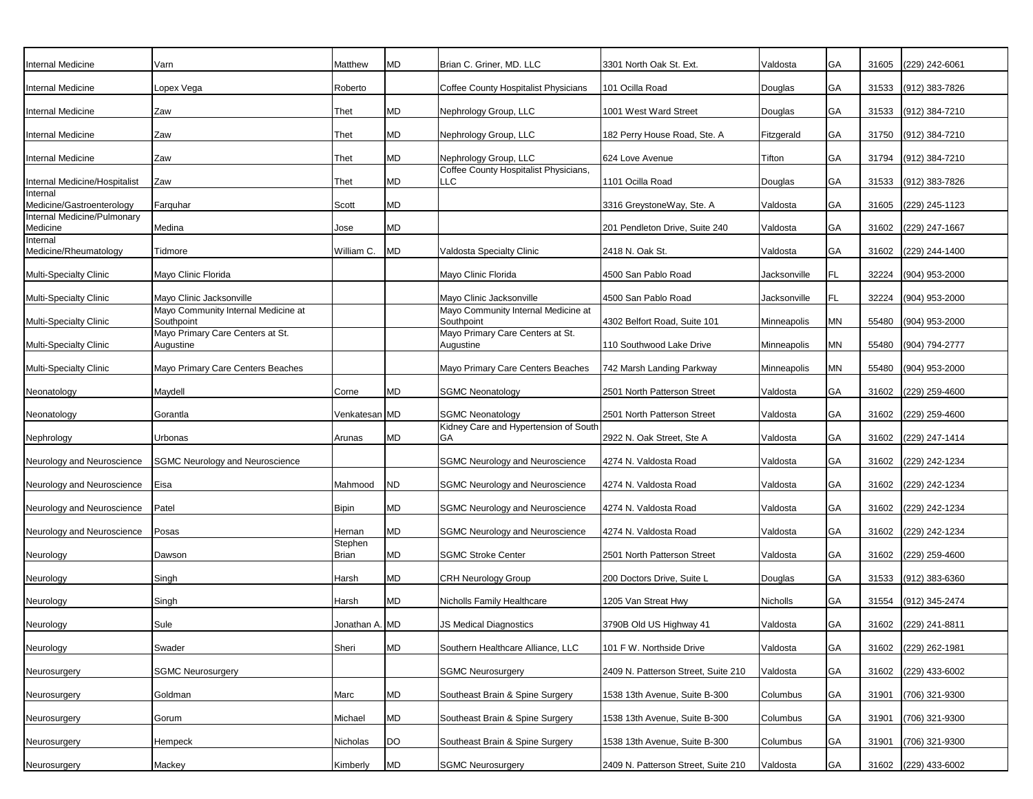| Internal Medicine | Varn | Matthew | MD | Brian C. Griner, MD. LLC | 3301 North Oak St. Ext. | Valdosta | GA | 31605 | (229) 242-6061 |
|---|---|---|---|---|---|---|---|---|---|
| Internal Medicine | Lopex Vega | Roberto | | Coffee County Hospitalist Physicians | 101 Ocilla Road | Douglas | GA | 31533 | (912) 383-7826 |
| Internal Medicine | Zaw | Thet | MD | Nephrology Group, LLC | 1001 West Ward Street | Douglas | GA | 31533 | (912) 384-7210 |
| Internal Medicine | Zaw | Thet | MD | Nephrology Group, LLC | 182 Perry House Road, Ste. A | Fitzgerald | GA | 31750 | (912) 384-7210 |
| Internal Medicine | Zaw | Thet | MD | Nephrology Group, LLC | 624 Love Avenue | Tifton | GA | 31794 | (912) 384-7210 |
| Internal Medicine/Hospitalist | Zaw | Thet | MD | Coffee County Hospitalist Physicians, LLC | 1101 Ocilla Road | Douglas | GA | 31533 | (912) 383-7826 |
| Internal Medicine/Gastroenterology | Farquhar | Scott | MD | | 3316 GreystoneWay, Ste. A | Valdosta | GA | 31605 | (229) 245-1123 |
| Internal Medicine/Pulmonary Medicine | Medina | Jose | MD | | 201 Pendleton Drive, Suite 240 | Valdosta | GA | 31602 | (229) 247-1667 |
| Internal Medicine/Rheumatology | Tidmore | William C. | MD | Valdosta Specialty Clinic | 2418 N. Oak St. | Valdosta | GA | 31602 | (229) 244-1400 |
| Multi-Specialty Clinic | Mayo Clinic Florida | | | Mayo Clinic Florida | 4500 San Pablo Road | Jacksonville | FL | 32224 | (904) 953-2000 |
| Multi-Specialty Clinic | Mayo Clinic Jacksonville | | | Mayo Clinic Jacksonville | 4500 San Pablo Road | Jacksonville | FL | 32224 | (904) 953-2000 |
| Multi-Specialty Clinic | Mayo Community Internal Medicine at Southpoint | | | Mayo Community Internal Medicine at Southpoint | 4302 Belfort Road, Suite 101 | Minneapolis | MN | 55480 | (904) 953-2000 |
| Multi-Specialty Clinic | Mayo Primary Care Centers at St. Augustine | | | Mayo Primary Care Centers at St. Augustine | 110 Southwood Lake Drive | Minneapolis | MN | 55480 | (904) 794-2777 |
| Multi-Specialty Clinic | Mayo Primary Care Centers Beaches | | | Mayo Primary Care Centers Beaches | 742 Marsh Landing Parkway | Minneapolis | MN | 55480 | (904) 953-2000 |
| Neonatology | Maydell | Corne | MD | SGMC Neonatology | 2501 North Patterson Street | Valdosta | GA | 31602 | (229) 259-4600 |
| Neonatology | Gorantla | Venkatesan | MD | SGMC Neonatology | 2501 North Patterson Street | Valdosta | GA | 31602 | (229) 259-4600 |
| Nephrology | Urbonas | Arunas | MD | Kidney Care and Hypertension of South GA | 2922 N. Oak Street, Ste A | Valdosta | GA | 31602 | (229) 247-1414 |
| Neurology and Neuroscience | SGMC Neurology and Neuroscience | | | SGMC Neurology and Neuroscience | 4274 N. Valdosta Road | Valdosta | GA | 31602 | (229) 242-1234 |
| Neurology and Neuroscience | Eisa | Mahmood | ND | SGMC Neurology and Neuroscience | 4274 N. Valdosta Road | Valdosta | GA | 31602 | (229) 242-1234 |
| Neurology and Neuroscience | Patel | Bipin | MD | SGMC Neurology and Neuroscience | 4274 N. Valdosta Road | Valdosta | GA | 31602 | (229) 242-1234 |
| Neurology and Neuroscience | Posas | Hernan | MD | SGMC Neurology and Neuroscience | 4274 N. Valdosta Road | Valdosta | GA | 31602 | (229) 242-1234 |
| Neurology | Dawson | Stephen Brian | MD | SGMC Stroke Center | 2501 North Patterson Street | Valdosta | GA | 31602 | (229) 259-4600 |
| Neurology | Singh | Harsh | MD | CRH Neurology Group | 200 Doctors Drive, Suite L | Douglas | GA | 31533 | (912) 383-6360 |
| Neurology | Singh | Harsh | MD | Nicholls Family Healthcare | 1205 Van Streat Hwy | Nicholls | GA | 31554 | (912) 345-2474 |
| Neurology | Sule | Jonathan A. | MD | JS Medical Diagnostics | 3790B Old US Highway 41 | Valdosta | GA | 31602 | (229) 241-8811 |
| Neurology | Swader | Sheri | MD | Southern Healthcare Alliance, LLC | 101 F W. Northside Drive | Valdosta | GA | 31602 | (229) 262-1981 |
| Neurosurgery | SGMC Neurosurgery | | | SGMC Neurosurgery | 2409 N. Patterson Street, Suite 210 | Valdosta | GA | 31602 | (229) 433-6002 |
| Neurosurgery | Goldman | Marc | MD | Southeast Brain & Spine Surgery | 1538 13th Avenue, Suite B-300 | Columbus | GA | 31901 | (706) 321-9300 |
| Neurosurgery | Gorum | Michael | MD | Southeast Brain & Spine Surgery | 1538 13th Avenue, Suite B-300 | Columbus | GA | 31901 | (706) 321-9300 |
| Neurosurgery | Hempeck | Nicholas | DO | Southeast Brain & Spine Surgery | 1538 13th Avenue, Suite B-300 | Columbus | GA | 31901 | (706) 321-9300 |
| Neurosurgery | Mackey | Kimberly | MD | SGMC Neurosurgery | 2409 N. Patterson Street, Suite 210 | Valdosta | GA | 31602 | (229) 433-6002 |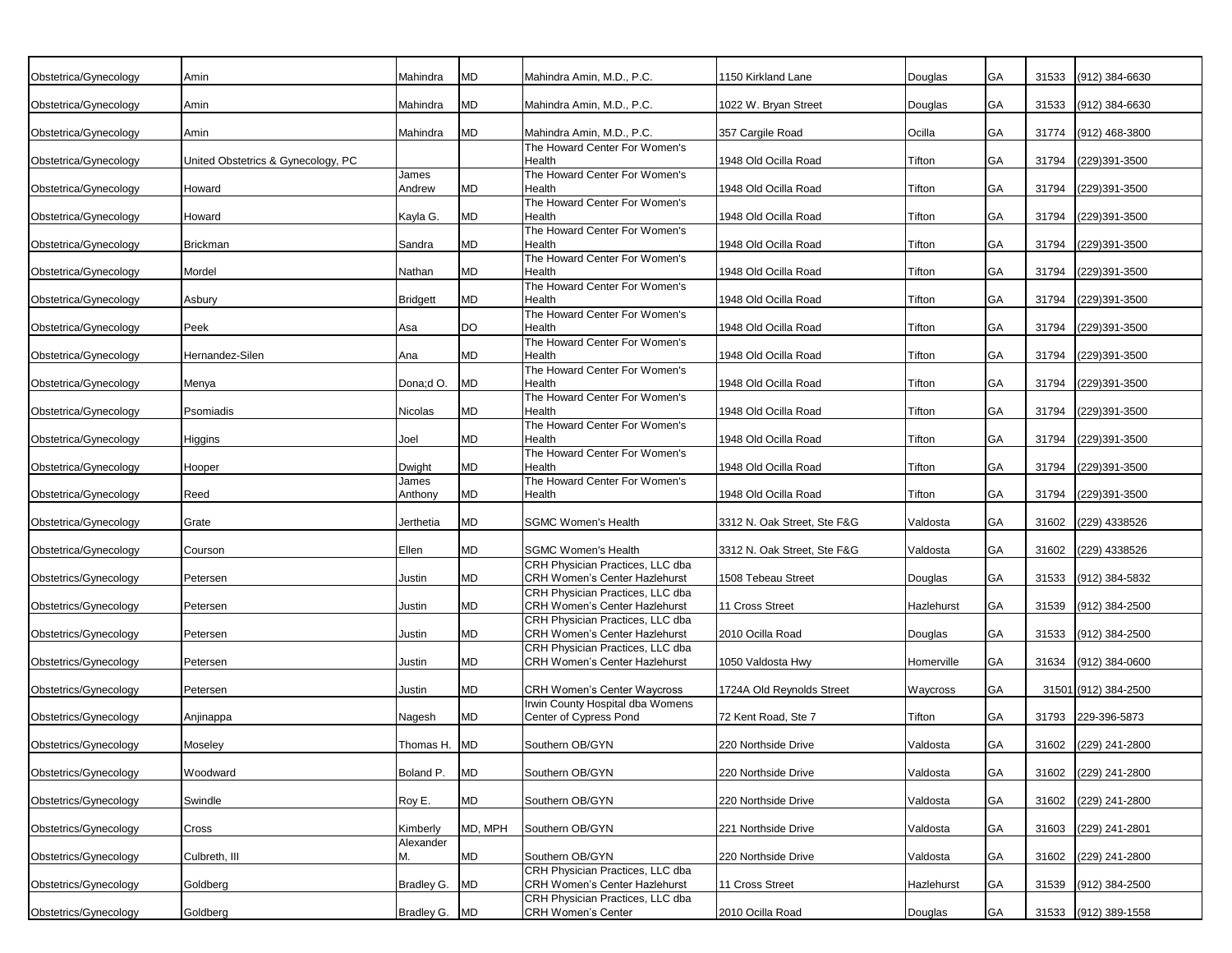| | | | | | | | | | |
|---|---|---|---|---|---|---|---|---|---|
| Obstetrica/Gynecology | Amin | Mahindra | MD | Mahindra Amin, M.D., P.C. | 1150 Kirkland Lane | Douglas | GA | 31533 | (912) 384-6630 |
| Obstetrica/Gynecology | Amin | Mahindra | MD | Mahindra Amin, M.D., P.C. | 1022 W. Bryan Street | Douglas | GA | 31533 | (912) 384-6630 |
| Obstetrica/Gynecology | Amin | Mahindra | MD | Mahindra Amin, M.D., P.C. | 357 Cargile Road | Ocilla | GA | 31774 | (912) 468-3800 |
| Obstetrica/Gynecology | United Obstetrics & Gynecology, PC | | | The Howard Center For Women's Health | 1948 Old Ocilla Road | Tifton | GA | 31794 | (229)391-3500 |
| Obstetrica/Gynecology | Howard | James Andrew | MD | The Howard Center For Women's Health | 1948 Old Ocilla Road | Tifton | GA | 31794 | (229)391-3500 |
| Obstetrica/Gynecology | Howard | Kayla G. | MD | The Howard Center For Women's Health | 1948 Old Ocilla Road | Tifton | GA | 31794 | (229)391-3500 |
| Obstetrica/Gynecology | Brickman | Sandra | MD | The Howard Center For Women's Health | 1948 Old Ocilla Road | Tifton | GA | 31794 | (229)391-3500 |
| Obstetrica/Gynecology | Mordel | Nathan | MD | The Howard Center For Women's Health | 1948 Old Ocilla Road | Tifton | GA | 31794 | (229)391-3500 |
| Obstetrica/Gynecology | Asbury | Bridgett | MD | The Howard Center For Women's Health | 1948 Old Ocilla Road | Tifton | GA | 31794 | (229)391-3500 |
| Obstetrica/Gynecology | Peek | Asa | DO | The Howard Center For Women's Health | 1948 Old Ocilla Road | Tifton | GA | 31794 | (229)391-3500 |
| Obstetrica/Gynecology | Hernandez-Silen | Ana | MD | The Howard Center For Women's Health | 1948 Old Ocilla Road | Tifton | GA | 31794 | (229)391-3500 |
| Obstetrica/Gynecology | Menya | Dona;d O. | MD | The Howard Center For Women's Health | 1948 Old Ocilla Road | Tifton | GA | 31794 | (229)391-3500 |
| Obstetrica/Gynecology | Psomiadis | Nicolas | MD | The Howard Center For Women's Health | 1948 Old Ocilla Road | Tifton | GA | 31794 | (229)391-3500 |
| Obstetrica/Gynecology | Higgins | Joel | MD | The Howard Center For Women's Health | 1948 Old Ocilla Road | Tifton | GA | 31794 | (229)391-3500 |
| Obstetrica/Gynecology | Hooper | Dwight | MD | The Howard Center For Women's Health | 1948 Old Ocilla Road | Tifton | GA | 31794 | (229)391-3500 |
| Obstetrica/Gynecology | Reed | James Anthony | MD | The Howard Center For Women's Health | 1948 Old Ocilla Road | Tifton | GA | 31794 | (229)391-3500 |
| Obstetrica/Gynecology | Grate | Jerthetia | MD | SGMC Women's Health | 3312 N. Oak Street, Ste F&G | Valdosta | GA | 31602 | (229) 4338526 |
| Obstetrica/Gynecology | Courson | Ellen | MD | SGMC Women's Health | 3312 N. Oak Street, Ste F&G | Valdosta | GA | 31602 | (229) 4338526 |
| Obstetrics/Gynecology | Petersen | Justin | MD | CRH Physician Practices, LLC dba CRH Women's Center Hazlehurst | 1508 Tebeau Street | Douglas | GA | 31533 | (912) 384-5832 |
| Obstetrics/Gynecology | Petersen | Justin | MD | CRH Physician Practices, LLC dba CRH Women's Center Hazlehurst | 11 Cross Street | Hazlehurst | GA | 31539 | (912) 384-2500 |
| Obstetrics/Gynecology | Petersen | Justin | MD | CRH Physician Practices, LLC dba CRH Women's Center Hazlehurst | 2010 Ocilla Road | Douglas | GA | 31533 | (912) 384-2500 |
| Obstetrics/Gynecology | Petersen | Justin | MD | CRH Physician Practices, LLC dba CRH Women's Center Hazlehurst | 1050 Valdosta Hwy | Homerville | GA | 31634 | (912) 384-0600 |
| Obstetrics/Gynecology | Petersen | Justin | MD | CRH Women's Center Waycross | 1724A Old Reynolds Street | Waycross | GA | 31501 | (912) 384-2500 |
| Obstetrics/Gynecology | Anjinappa | Nagesh | MD | Irwin County Hospital dba Womens Center of Cypress Pond | 72 Kent Road, Ste 7 | Tifton | GA | 31793 | 229-396-5873 |
| Obstetrics/Gynecology | Moseley | Thomas H. | MD | Southern OB/GYN | 220 Northside Drive | Valdosta | GA | 31602 | (229) 241-2800 |
| Obstetrics/Gynecology | Woodward | Boland P. | MD | Southern OB/GYN | 220 Northside Drive | Valdosta | GA | 31602 | (229) 241-2800 |
| Obstetrics/Gynecology | Swindle | Roy E. | MD | Southern OB/GYN | 220 Northside Drive | Valdosta | GA | 31602 | (229) 241-2800 |
| Obstetrics/Gynecology | Cross | Kimberly | MD, MPH | Southern OB/GYN | 221 Northside Drive | Valdosta | GA | 31603 | (229) 241-2801 |
| Obstetrics/Gynecology | Culbreth, III | Alexander M. | MD | Southern OB/GYN | 220 Northside Drive | Valdosta | GA | 31602 | (229) 241-2800 |
| Obstetrics/Gynecology | Goldberg | Bradley G. | MD | CRH Physician Practices, LLC dba CRH Women's Center Hazlehurst | 11 Cross Street | Hazlehurst | GA | 31539 | (912) 384-2500 |
| Obstetrics/Gynecology | Goldberg | Bradley G. | MD | CRH Physician Practices, LLC dba CRH Women's Center | 2010 Ocilla Road | Douglas | GA | 31533 | (912) 389-1558 |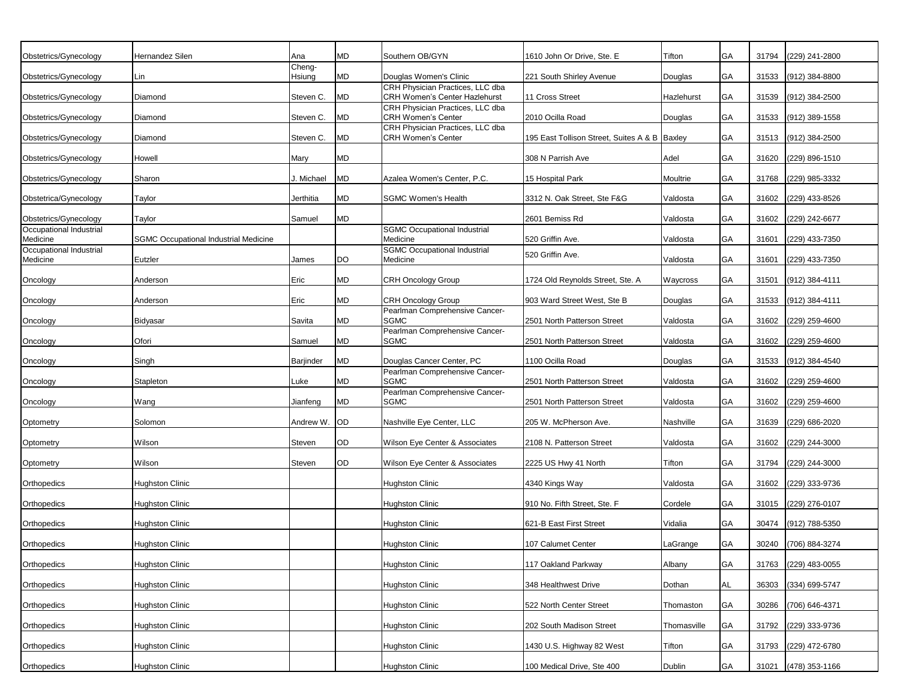| | | | | | | | | | |
|---|---|---|---|---|---|---|---|---|---|
| Obstetrics/Gynecology | Hernandez Silen | Ana | MD | Southern OB/GYN | 1610 John Or Drive, Ste. E | Tifton | GA | 31794 | (229) 241-2800 |
| Obstetrics/Gynecology | Lin | Cheng-Hsiung | MD | Douglas Women's Clinic | 221 South Shirley Avenue | Douglas | GA | 31533 | (912) 384-8800 |
| Obstetrics/Gynecology | Diamond | Steven C. | MD | CRH Physician Practices, LLC dba CRH Women's Center Hazlehurst | 11 Cross Street | Hazlehurst | GA | 31539 | (912) 384-2500 |
| Obstetrics/Gynecology | Diamond | Steven C. | MD | CRH Physician Practices, LLC dba CRH Women's Center | 2010 Ocilla Road | Douglas | GA | 31533 | (912) 389-1558 |
| Obstetrics/Gynecology | Diamond | Steven C. | MD | CRH Physician Practices, LLC dba CRH Women's Center | 195 East Tollison Street, Suites A & B | Baxley | GA | 31513 | (912) 384-2500 |
| Obstetrics/Gynecology | Howell | Mary | MD | | 308 N Parrish Ave | Adel | GA | 31620 | (229) 896-1510 |
| Obstetrics/Gynecology | Sharon | J. Michael | MD | Azalea Women's Center, P.C. | 15 Hospital Park | Moultrie | GA | 31768 | (229) 985-3332 |
| Obstetrica/Gynecology | Taylor | Jerthitia | MD | SGMC Women's Health | 3312 N. Oak Street, Ste F&G | Valdosta | GA | 31602 | (229) 433-8526 |
| Obstetrics/Gynecology | Taylor | Samuel | MD | | 2601 Bemiss Rd | Valdosta | GA | 31602 | (229) 242-6677 |
| Occupational Industrial Medicine | SGMC Occupational Industrial Medicine | | | SGMC Occupational Industrial Medicine | 520 Griffin Ave. | Valdosta | GA | 31601 | (229) 433-7350 |
| Occupational Industrial Medicine | Eutzler | James | DO | SGMC Occupational Industrial Medicine | 520 Griffin Ave. | Valdosta | GA | 31601 | (229) 433-7350 |
| Oncology | Anderson | Eric | MD | CRH Oncology Group | 1724 Old Reynolds Street, Ste. A | Waycross | GA | 31501 | (912) 384-4111 |
| Oncology | Anderson | Eric | MD | CRH Oncology Group | 903 Ward Street West, Ste B | Douglas | GA | 31533 | (912) 384-4111 |
| Oncology | Bidyasar | Savita | MD | Pearlman Comprehensive Cancer-SGMC | 2501 North Patterson Street | Valdosta | GA | 31602 | (229) 259-4600 |
| Oncology | Ofori | Samuel | MD | Pearlman Comprehensive Cancer-SGMC | 2501 North Patterson Street | Valdosta | GA | 31602 | (229) 259-4600 |
| Oncology | Singh | Barjinder | MD | Douglas Cancer Center, PC | 1100 Ocilla Road | Douglas | GA | 31533 | (912) 384-4540 |
| Oncology | Stapleton | Luke | MD | Pearlman Comprehensive Cancer-SGMC | 2501 North Patterson Street | Valdosta | GA | 31602 | (229) 259-4600 |
| Oncology | Wang | Jianfeng | MD | Pearlman Comprehensive Cancer-SGMC | 2501 North Patterson Street | Valdosta | GA | 31602 | (229) 259-4600 |
| Optometry | Solomon | Andrew W. | OD | Nashville Eye Center, LLC | 205 W. McPherson Ave. | Nashville | GA | 31639 | (229) 686-2020 |
| Optometry | Wilson | Steven | OD | Wilson Eye Center & Associates | 2108 N. Patterson Street | Valdosta | GA | 31602 | (229) 244-3000 |
| Optometry | Wilson | Steven | OD | Wilson Eye Center & Associates | 2225 US Hwy 41 North | Tifton | GA | 31794 | (229) 244-3000 |
| Orthopedics | Hughston Clinic | | | Hughston Clinic | 4340 Kings Way | Valdosta | GA | 31602 | (229) 333-9736 |
| Orthopedics | Hughston Clinic | | | Hughston Clinic | 910 No. Fifth Street, Ste. F | Cordele | GA | 31015 | (229) 276-0107 |
| Orthopedics | Hughston Clinic | | | Hughston Clinic | 621-B East First Street | Vidalia | GA | 30474 | (912) 788-5350 |
| Orthopedics | Hughston Clinic | | | Hughston Clinic | 107 Calumet Center | LaGrange | GA | 30240 | (706) 884-3274 |
| Orthopedics | Hughston Clinic | | | Hughston Clinic | 117 Oakland Parkway | Albany | GA | 31763 | (229) 483-0055 |
| Orthopedics | Hughston Clinic | | | Hughston Clinic | 348 Healthwest Drive | Dothan | AL | 36303 | (334) 699-5747 |
| Orthopedics | Hughston Clinic | | | Hughston Clinic | 522 North Center Street | Thomaston | GA | 30286 | (706) 646-4371 |
| Orthopedics | Hughston Clinic | | | Hughston Clinic | 202 South Madison Street | Thomasville | GA | 31792 | (229) 333-9736 |
| Orthopedics | Hughston Clinic | | | Hughston Clinic | 1430 U.S. Highway 82 West | Tifton | GA | 31793 | (229) 472-6780 |
| Orthopedics | Hughston Clinic | | | Hughston Clinic | 100 Medical Drive, Ste 400 | Dublin | GA | 31021 | (478) 353-1166 |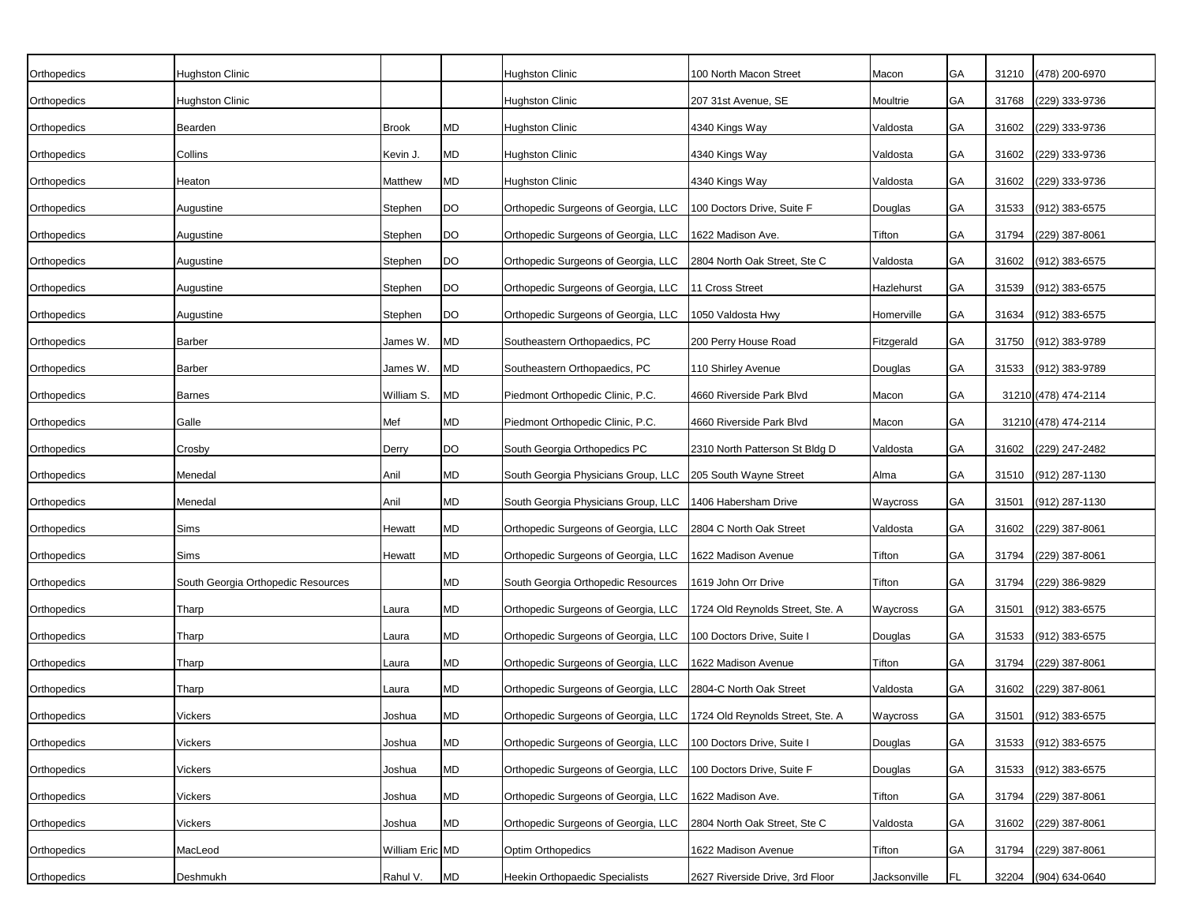| | | | | | | | | | |
|---|---|---|---|---|---|---|---|---|---|
| Orthopedics | Hughston Clinic | | | Hughston Clinic | 100 North Macon Street | Macon | GA | 31210 | (478) 200-6970 |
| Orthopedics | Hughston Clinic | | | Hughston Clinic | 207 31st Avenue, SE | Moultrie | GA | 31768 | (229) 333-9736 |
| Orthopedics | Bearden | Brook | MD | Hughston Clinic | 4340 Kings Way | Valdosta | GA | 31602 | (229) 333-9736 |
| Orthopedics | Collins | Kevin J. | MD | Hughston Clinic | 4340 Kings Way | Valdosta | GA | 31602 | (229) 333-9736 |
| Orthopedics | Heaton | Matthew | MD | Hughston Clinic | 4340 Kings Way | Valdosta | GA | 31602 | (229) 333-9736 |
| Orthopedics | Augustine | Stephen | DO | Orthopedic Surgeons of Georgia, LLC | 100 Doctors Drive, Suite F | Douglas | GA | 31533 | (912) 383-6575 |
| Orthopedics | Augustine | Stephen | DO | Orthopedic Surgeons of Georgia, LLC | 1622 Madison Ave. | Tifton | GA | 31794 | (229) 387-8061 |
| Orthopedics | Augustine | Stephen | DO | Orthopedic Surgeons of Georgia, LLC | 2804 North Oak Street, Ste C | Valdosta | GA | 31602 | (912) 383-6575 |
| Orthopedics | Augustine | Stephen | DO | Orthopedic Surgeons of Georgia, LLC | 11 Cross Street | Hazlehurst | GA | 31539 | (912) 383-6575 |
| Orthopedics | Augustine | Stephen | DO | Orthopedic Surgeons of Georgia, LLC | 1050 Valdosta Hwy | Homerville | GA | 31634 | (912) 383-6575 |
| Orthopedics | Barber | James W. | MD | Southeastern Orthopaedics, PC | 200 Perry House Road | Fitzgerald | GA | 31750 | (912) 383-9789 |
| Orthopedics | Barber | James W. | MD | Southeastern Orthopaedics, PC | 110 Shirley Avenue | Douglas | GA | 31533 | (912) 383-9789 |
| Orthopedics | Barnes | William S. | MD | Piedmont Orthopedic Clinic, P.C. | 4660 Riverside Park Blvd | Macon | GA | 31210 | (478) 474-2114 |
| Orthopedics | Galle | Mef | MD | Piedmont Orthopedic Clinic, P.C. | 4660 Riverside Park Blvd | Macon | GA | 31210 | (478) 474-2114 |
| Orthopedics | Crosby | Derry | DO | South Georgia Orthopedics PC | 2310 North Patterson St Bldg D | Valdosta | GA | 31602 | (229) 247-2482 |
| Orthopedics | Menedal | Anil | MD | South Georgia Physicians Group, LLC | 205 South Wayne Street | Alma | GA | 31510 | (912) 287-1130 |
| Orthopedics | Menedal | Anil | MD | South Georgia Physicians Group, LLC | 1406 Habersham Drive | Waycross | GA | 31501 | (912) 287-1130 |
| Orthopedics | Sims | Hewatt | MD | Orthopedic Surgeons of Georgia, LLC | 2804 C North Oak Street | Valdosta | GA | 31602 | (229) 387-8061 |
| Orthopedics | Sims | Hewatt | MD | Orthopedic Surgeons of Georgia, LLC | 1622 Madison Avenue | Tifton | GA | 31794 | (229) 387-8061 |
| Orthopedics | South Georgia Orthopedic Resources | | MD | South Georgia Orthopedic Resources | 1619 John Orr Drive | Tifton | GA | 31794 | (229) 386-9829 |
| Orthopedics | Tharp | Laura | MD | Orthopedic Surgeons of Georgia, LLC | 1724 Old Reynolds Street, Ste. A | Waycross | GA | 31501 | (912) 383-6575 |
| Orthopedics | Tharp | Laura | MD | Orthopedic Surgeons of Georgia, LLC | 100 Doctors Drive, Suite I | Douglas | GA | 31533 | (912) 383-6575 |
| Orthopedics | Tharp | Laura | MD | Orthopedic Surgeons of Georgia, LLC | 1622 Madison Avenue | Tifton | GA | 31794 | (229) 387-8061 |
| Orthopedics | Tharp | Laura | MD | Orthopedic Surgeons of Georgia, LLC | 2804-C North Oak Street | Valdosta | GA | 31602 | (229) 387-8061 |
| Orthopedics | Vickers | Joshua | MD | Orthopedic Surgeons of Georgia, LLC | 1724 Old Reynolds Street, Ste. A | Waycross | GA | 31501 | (912) 383-6575 |
| Orthopedics | Vickers | Joshua | MD | Orthopedic Surgeons of Georgia, LLC | 100 Doctors Drive, Suite I | Douglas | GA | 31533 | (912) 383-6575 |
| Orthopedics | Vickers | Joshua | MD | Orthopedic Surgeons of Georgia, LLC | 100 Doctors Drive, Suite F | Douglas | GA | 31533 | (912) 383-6575 |
| Orthopedics | Vickers | Joshua | MD | Orthopedic Surgeons of Georgia, LLC | 1622 Madison Ave. | Tifton | GA | 31794 | (229) 387-8061 |
| Orthopedics | Vickers | Joshua | MD | Orthopedic Surgeons of Georgia, LLC | 2804 North Oak Street, Ste C | Valdosta | GA | 31602 | (229) 387-8061 |
| Orthopedics | MacLeod | William Eric | MD | Optim Orthopedics | 1622 Madison Avenue | Tifton | GA | 31794 | (229) 387-8061 |
| Orthopedics | Deshmukh | Rahul V. | MD | Heekin Orthopaedic Specialists | 2627 Riverside Drive, 3rd Floor | Jacksonville | FL | 32204 | (904) 634-0640 |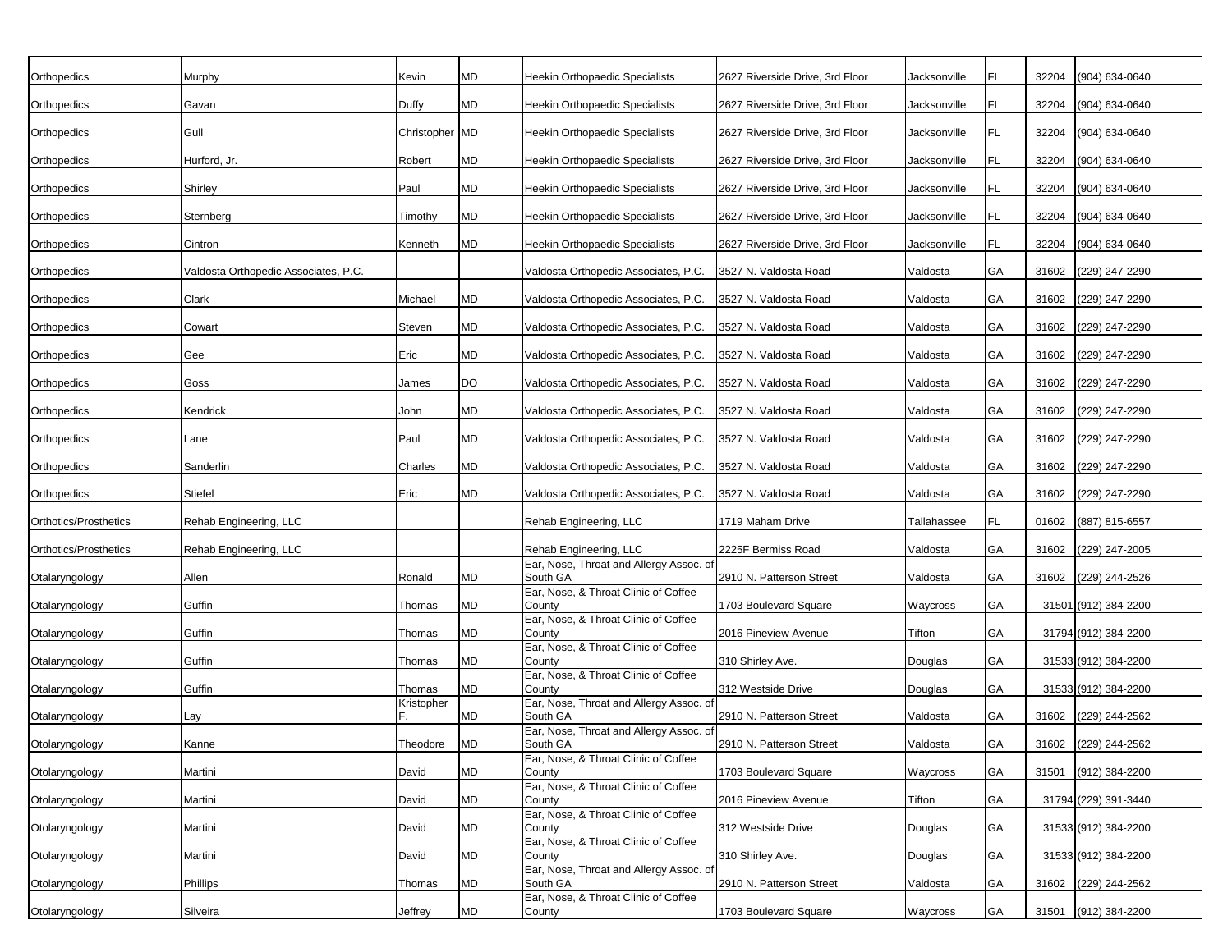| | | | | | | | | | |
|---|---|---|---|---|---|---|---|---|---|
| Orthopedics | Murphy | Kevin | MD | Heekin Orthopaedic Specialists | 2627 Riverside Drive, 3rd Floor | Jacksonville | FL | 32204 | (904) 634-0640 |
| Orthopedics | Gavan | Duffy | MD | Heekin Orthopaedic Specialists | 2627 Riverside Drive, 3rd Floor | Jacksonville | FL | 32204 | (904) 634-0640 |
| Orthopedics | Gull | Christopher | MD | Heekin Orthopaedic Specialists | 2627 Riverside Drive, 3rd Floor | Jacksonville | FL | 32204 | (904) 634-0640 |
| Orthopedics | Hurford, Jr. | Robert | MD | Heekin Orthopaedic Specialists | 2627 Riverside Drive, 3rd Floor | Jacksonville | FL | 32204 | (904) 634-0640 |
| Orthopedics | Shirley | Paul | MD | Heekin Orthopaedic Specialists | 2627 Riverside Drive, 3rd Floor | Jacksonville | FL | 32204 | (904) 634-0640 |
| Orthopedics | Sternberg | Timothy | MD | Heekin Orthopaedic Specialists | 2627 Riverside Drive, 3rd Floor | Jacksonville | FL | 32204 | (904) 634-0640 |
| Orthopedics | Cintron | Kenneth | MD | Heekin Orthopaedic Specialists | 2627 Riverside Drive, 3rd Floor | Jacksonville | FL | 32204 | (904) 634-0640 |
| Orthopedics | Valdosta Orthopedic Associates, P.C. | | | Valdosta Orthopedic Associates, P.C. | 3527 N. Valdosta Road | Valdosta | GA | 31602 | (229) 247-2290 |
| Orthopedics | Clark | Michael | MD | Valdosta Orthopedic Associates, P.C. | 3527 N. Valdosta Road | Valdosta | GA | 31602 | (229) 247-2290 |
| Orthopedics | Cowart | Steven | MD | Valdosta Orthopedic Associates, P.C. | 3527 N. Valdosta Road | Valdosta | GA | 31602 | (229) 247-2290 |
| Orthopedics | Gee | Eric | MD | Valdosta Orthopedic Associates, P.C. | 3527 N. Valdosta Road | Valdosta | GA | 31602 | (229) 247-2290 |
| Orthopedics | Goss | James | DO | Valdosta Orthopedic Associates, P.C. | 3527 N. Valdosta Road | Valdosta | GA | 31602 | (229) 247-2290 |
| Orthopedics | Kendrick | John | MD | Valdosta Orthopedic Associates, P.C. | 3527 N. Valdosta Road | Valdosta | GA | 31602 | (229) 247-2290 |
| Orthopedics | Lane | Paul | MD | Valdosta Orthopedic Associates, P.C. | 3527 N. Valdosta Road | Valdosta | GA | 31602 | (229) 247-2290 |
| Orthopedics | Sanderlin | Charles | MD | Valdosta Orthopedic Associates, P.C. | 3527 N. Valdosta Road | Valdosta | GA | 31602 | (229) 247-2290 |
| Orthopedics | Stiefel | Eric | MD | Valdosta Orthopedic Associates, P.C. | 3527 N. Valdosta Road | Valdosta | GA | 31602 | (229) 247-2290 |
| Orthotics/Prosthetics | Rehab Engineering, LLC | | | Rehab Engineering, LLC | 1719 Maham Drive | Tallahassee | FL | 01602 | (887) 815-6557 |
| Orthotics/Prosthetics | Rehab Engineering, LLC | | | Rehab Engineering, LLC | 2225F Bermiss Road | Valdosta | GA | 31602 | (229) 247-2005 |
| Otalaryngology | Allen | Ronald | MD | Ear, Nose, Throat and Allergy Assoc. of South GA | 2910 N. Patterson Street | Valdosta | GA | 31602 | (229) 244-2526 |
| Otalaryngology | Guffin | Thomas | MD | Ear, Nose, & Throat Clinic of Coffee County | 1703 Boulevard Square | Waycross | GA | 31501 | (912) 384-2200 |
| Otalaryngology | Guffin | Thomas | MD | Ear, Nose, & Throat Clinic of Coffee County | 2016 Pineview Avenue | Tifton | GA | 31794 | (912) 384-2200 |
| Otalaryngology | Guffin | Thomas | MD | Ear, Nose, & Throat Clinic of Coffee County | 310 Shirley Ave. | Douglas | GA | 31533 | (912) 384-2200 |
| Otalaryngology | Guffin | Thomas | MD | Ear, Nose, & Throat Clinic of Coffee County | 312 Westside Drive | Douglas | GA | 31533 | (912) 384-2200 |
| Otalaryngology | Lay | Kristopher F. | MD | Ear, Nose, Throat and Allergy Assoc. of South GA | 2910 N. Patterson Street | Valdosta | GA | 31602 | (229) 244-2562 |
| Otolaryngology | Kanne | Theodore | MD | Ear, Nose, Throat and Allergy Assoc. of South GA | 2910 N. Patterson Street | Valdosta | GA | 31602 | (229) 244-2562 |
| Otolaryngology | Martini | David | MD | Ear, Nose, & Throat Clinic of Coffee County | 1703 Boulevard Square | Waycross | GA | 31501 | (912) 384-2200 |
| Otolaryngology | Martini | David | MD | Ear, Nose, & Throat Clinic of Coffee County | 2016 Pineview Avenue | Tifton | GA | 31794 | (229) 391-3440 |
| Otolaryngology | Martini | David | MD | Ear, Nose, & Throat Clinic of Coffee County | 312 Westside Drive | Douglas | GA | 31533 | (912) 384-2200 |
| Otolaryngology | Martini | David | MD | Ear, Nose, & Throat Clinic of Coffee County | 310 Shirley Ave. | Douglas | GA | 31533 | (912) 384-2200 |
| Otolaryngology | Phillips | Thomas | MD | Ear, Nose, Throat and Allergy Assoc. of South GA | 2910 N. Patterson Street | Valdosta | GA | 31602 | (229) 244-2562 |
| Otolaryngology | Silveira | Jeffrey | MD | Ear, Nose, & Throat Clinic of Coffee County | 1703 Boulevard Square | Waycross | GA | 31501 | (912) 384-2200 |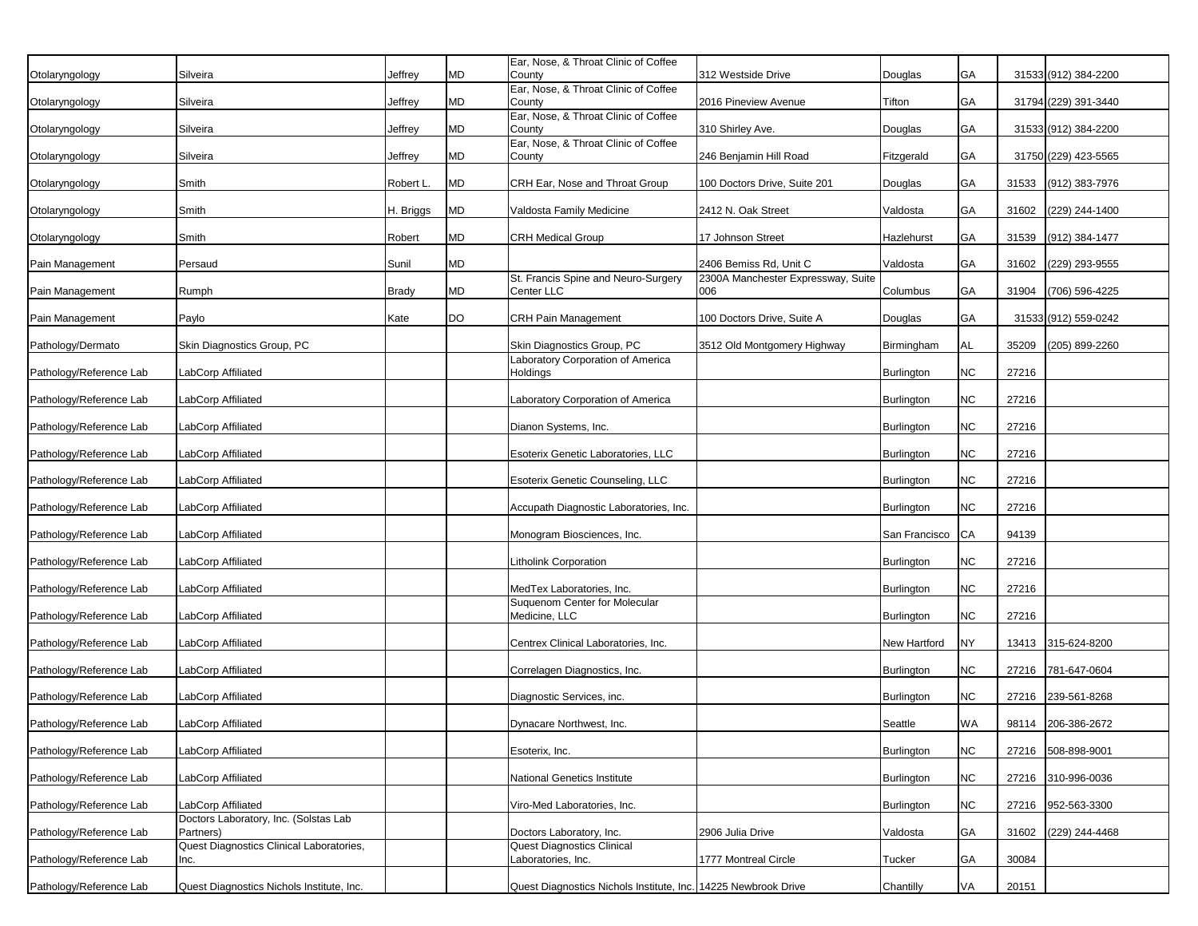| | | | | | | | | | |
|---|---|---|---|---|---|---|---|---|---|
| Otolaryngology | Silveira | Jeffrey | MD | Ear, Nose, & Throat Clinic of Coffee County | 312 Westside Drive | Douglas | GA | 31533 | (912) 384-2200 |
| Otolaryngology | Silveira | Jeffrey | MD | Ear, Nose, & Throat Clinic of Coffee County | 2016 Pineview Avenue | Tifton | GA | 31794 | (229) 391-3440 |
| Otolaryngology | Silveira | Jeffrey | MD | Ear, Nose, & Throat Clinic of Coffee County | 310 Shirley Ave. | Douglas | GA | 31533 | (912) 384-2200 |
| Otolaryngology | Silveira | Jeffrey | MD | Ear, Nose, & Throat Clinic of Coffee County | 246 Benjamin Hill Road | Fitzgerald | GA | 31750 | (229) 423-5565 |
| Otolaryngology | Smith | Robert L. | MD | CRH Ear, Nose and Throat Group | 100 Doctors Drive, Suite 201 | Douglas | GA | 31533 | (912) 383-7976 |
| Otolaryngology | Smith | H. Briggs | MD | Valdosta Family Medicine | 2412 N. Oak Street | Valdosta | GA | 31602 | (229) 244-1400 |
| Otolaryngology | Smith | Robert | MD | CRH Medical Group | 17 Johnson Street | Hazlehurst | GA | 31539 | (912) 384-1477 |
| Pain Management | Persaud | Sunil | MD | | 2406 Bemiss Rd, Unit C | Valdosta | GA | 31602 | (229) 293-9555 |
| Pain Management | Rumph | Brady | MD | St. Francis Spine and Neuro-Surgery Center LLC | 2300A Manchester Expressway, Suite 006 | Columbus | GA | 31904 | (706) 596-4225 |
| Pain Management | Paylo | Kate | DO | CRH Pain Management | 100 Doctors Drive, Suite A | Douglas | GA | 31533 | (912) 559-0242 |
| Pathology/Dermato | Skin Diagnostics Group, PC | | | Skin Diagnostics Group, PC | 3512 Old Montgomery Highway | Birmingham | AL | 35209 | (205) 899-2260 |
| Pathology/Reference Lab | LabCorp Affiliated | | | Laboratory Corporation of America Holdings | | Burlington | NC | 27216 | |
| Pathology/Reference Lab | LabCorp Affiliated | | | Laboratory Corporation of America | | Burlington | NC | 27216 | |
| Pathology/Reference Lab | LabCorp Affiliated | | | Dianon Systems, Inc. | | Burlington | NC | 27216 | |
| Pathology/Reference Lab | LabCorp Affiliated | | | Esoterix Genetic Laboratories, LLC | | Burlington | NC | 27216 | |
| Pathology/Reference Lab | LabCorp Affiliated | | | Esoterix Genetic Counseling, LLC | | Burlington | NC | 27216 | |
| Pathology/Reference Lab | LabCorp Affiliated | | | Accupath Diagnostic Laboratories, Inc. | | Burlington | NC | 27216 | |
| Pathology/Reference Lab | LabCorp Affiliated | | | Monogram Biosciences, Inc. | | San Francisco | CA | 94139 | |
| Pathology/Reference Lab | LabCorp Affiliated | | | Litholink Corporation | | Burlington | NC | 27216 | |
| Pathology/Reference Lab | LabCorp Affiliated | | | MedTex Laboratories, Inc. | | Burlington | NC | 27216 | |
| Pathology/Reference Lab | LabCorp Affiliated | | | Suquenom Center for Molecular Medicine, LLC | | Burlington | NC | 27216 | |
| Pathology/Reference Lab | LabCorp Affiliated | | | Centrex Clinical Laboratories, Inc. | | New Hartford | NY | 13413 | 315-624-8200 |
| Pathology/Reference Lab | LabCorp Affiliated | | | Correlagen Diagnostics, Inc. | | Burlington | NC | 27216 | 781-647-0604 |
| Pathology/Reference Lab | LabCorp Affiliated | | | Diagnostic Services, inc. | | Burlington | NC | 27216 | 239-561-8268 |
| Pathology/Reference Lab | LabCorp Affiliated | | | Dynacare Northwest, Inc. | | Seattle | WA | 98114 | 206-386-2672 |
| Pathology/Reference Lab | LabCorp Affiliated | | | Esoterix, Inc. | | Burlington | NC | 27216 | 508-898-9001 |
| Pathology/Reference Lab | LabCorp Affiliated | | | National Genetics Institute | | Burlington | NC | 27216 | 310-996-0036 |
| Pathology/Reference Lab | LabCorp Affiliated | | | Viro-Med Laboratories, Inc. | | Burlington | NC | 27216 | 952-563-3300 |
| Pathology/Reference Lab | Doctors Laboratory, Inc. (Solstas Lab Partners) | | | Doctors Laboratory, Inc. | 2906 Julia Drive | Valdosta | GA | 31602 | (229) 244-4468 |
| Pathology/Reference Lab | Quest Diagnostics Clinical Laboratories, Inc. | | | Quest Diagnostics Clinical Laboratories, Inc. | 1777 Montreal Circle | Tucker | GA | 30084 | |
| Pathology/Reference Lab | Quest Diagnostics Nichols Institute, Inc. | | | Quest Diagnostics Nichols Institute, Inc. | 14225 Newbrook Drive | Chantilly | VA | 20151 | |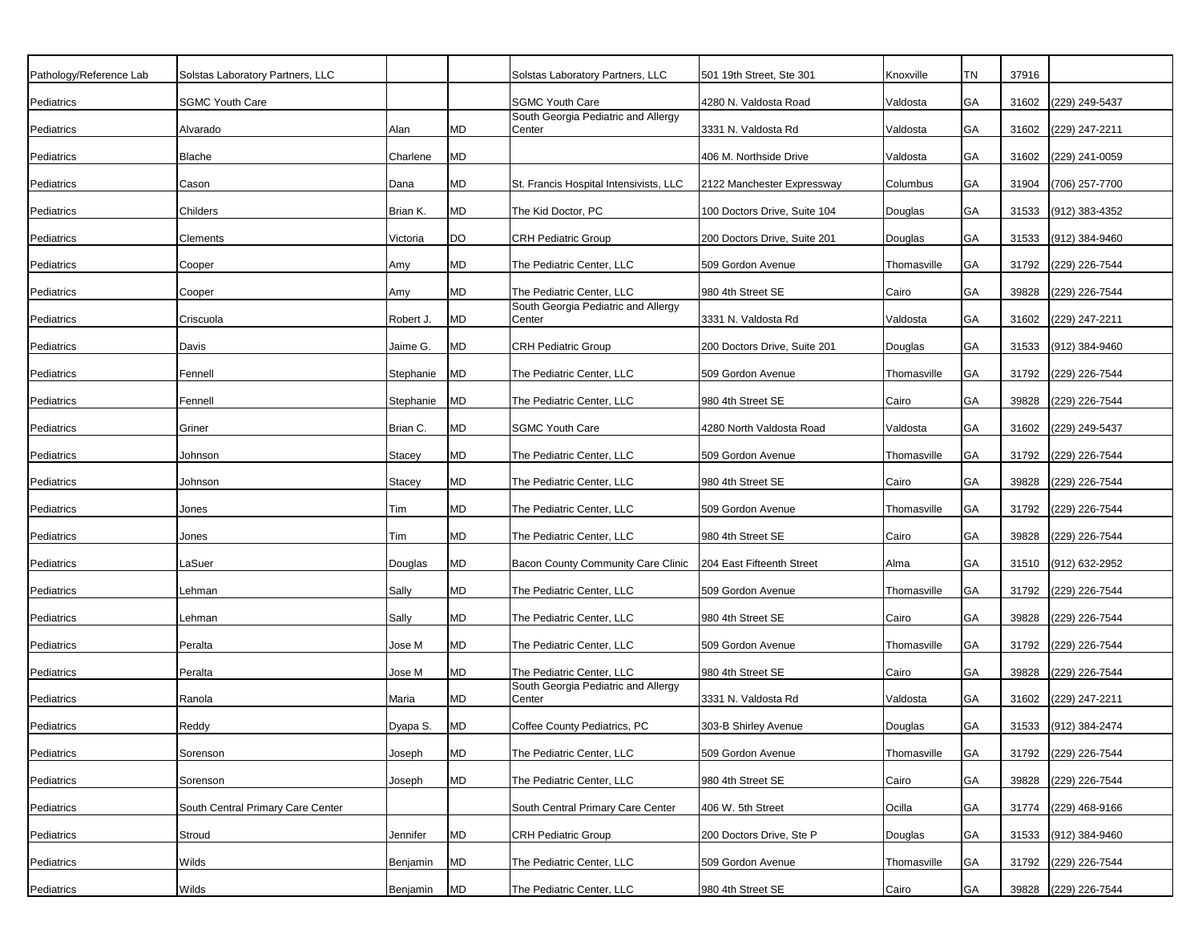| Pathology/Reference Lab | Solstas Laboratory Partners, LLC | | | Solstas Laboratory Partners, LLC | 501 19th Street, Ste 301 | Knoxville | TN | 37916 | |
|---|---|---|---|---|---|---|---|---|---|
| Pediatrics | SGMC Youth Care | | | SGMC Youth Care | 4280 N. Valdosta Road | Valdosta | GA | 31602 | (229) 249-5437 |
| Pediatrics | Alvarado | Alan | MD | South Georgia Pediatric and Allergy Center | 3331 N. Valdosta Rd | Valdosta | GA | 31602 | (229) 247-2211 |
| Pediatrics | Blache | Charlene | MD | | 406 M. Northside Drive | Valdosta | GA | 31602 | (229) 241-0059 |
| Pediatrics | Cason | Dana | MD | St. Francis Hospital Intensivists, LLC | 2122 Manchester Expressway | Columbus | GA | 31904 | (706) 257-7700 |
| Pediatrics | Childers | Brian K. | MD | The Kid Doctor, PC | 100 Doctors Drive, Suite 104 | Douglas | GA | 31533 | (912) 383-4352 |
| Pediatrics | Clements | Victoria | DO | CRH Pediatric Group | 200 Doctors Drive, Suite 201 | Douglas | GA | 31533 | (912) 384-9460 |
| Pediatrics | Cooper | Amy | MD | The Pediatric Center, LLC | 509 Gordon Avenue | Thomasville | GA | 31792 | (229) 226-7544 |
| Pediatrics | Cooper | Amy | MD | The Pediatric Center, LLC | 980 4th Street SE | Cairo | GA | 39828 | (229) 226-7544 |
| Pediatrics | Criscuola | Robert J. | MD | South Georgia Pediatric and Allergy Center | 3331 N. Valdosta Rd | Valdosta | GA | 31602 | (229) 247-2211 |
| Pediatrics | Davis | Jaime G. | MD | CRH Pediatric Group | 200 Doctors Drive, Suite 201 | Douglas | GA | 31533 | (912) 384-9460 |
| Pediatrics | Fennell | Stephanie | MD | The Pediatric Center, LLC | 509 Gordon Avenue | Thomasville | GA | 31792 | (229) 226-7544 |
| Pediatrics | Fennell | Stephanie | MD | The Pediatric Center, LLC | 980 4th Street SE | Cairo | GA | 39828 | (229) 226-7544 |
| Pediatrics | Griner | Brian C. | MD | SGMC Youth Care | 4280 North Valdosta Road | Valdosta | GA | 31602 | (229) 249-5437 |
| Pediatrics | Johnson | Stacey | MD | The Pediatric Center, LLC | 509 Gordon Avenue | Thomasville | GA | 31792 | (229) 226-7544 |
| Pediatrics | Johnson | Stacey | MD | The Pediatric Center, LLC | 980 4th Street SE | Cairo | GA | 39828 | (229) 226-7544 |
| Pediatrics | Jones | Tim | MD | The Pediatric Center, LLC | 509 Gordon Avenue | Thomasville | GA | 31792 | (229) 226-7544 |
| Pediatrics | Jones | Tim | MD | The Pediatric Center, LLC | 980 4th Street SE | Cairo | GA | 39828 | (229) 226-7544 |
| Pediatrics | LaSuer | Douglas | MD | Bacon County Community Care Clinic | 204 East Fifteenth Street | Alma | GA | 31510 | (912) 632-2952 |
| Pediatrics | Lehman | Sally | MD | The Pediatric Center, LLC | 509 Gordon Avenue | Thomasville | GA | 31792 | (229) 226-7544 |
| Pediatrics | Lehman | Sally | MD | The Pediatric Center, LLC | 980 4th Street SE | Cairo | GA | 39828 | (229) 226-7544 |
| Pediatrics | Peralta | Jose M | MD | The Pediatric Center, LLC | 509 Gordon Avenue | Thomasville | GA | 31792 | (229) 226-7544 |
| Pediatrics | Peralta | Jose M | MD | The Pediatric Center, LLC | 980 4th Street SE | Cairo | GA | 39828 | (229) 226-7544 |
| Pediatrics | Ranola | Maria | MD | South Georgia Pediatric and Allergy Center | 3331 N. Valdosta Rd | Valdosta | GA | 31602 | (229) 247-2211 |
| Pediatrics | Reddy | Dyapa S. | MD | Coffee County Pediatrics, PC | 303-B Shirley Avenue | Douglas | GA | 31533 | (912) 384-2474 |
| Pediatrics | Sorenson | Joseph | MD | The Pediatric Center, LLC | 509 Gordon Avenue | Thomasville | GA | 31792 | (229) 226-7544 |
| Pediatrics | Sorenson | Joseph | MD | The Pediatric Center, LLC | 980 4th Street SE | Cairo | GA | 39828 | (229) 226-7544 |
| Pediatrics | South Central Primary Care Center | | | South Central Primary Care Center | 406 W. 5th Street | Ocilla | GA | 31774 | (229) 468-9166 |
| Pediatrics | Stroud | Jennifer | MD | CRH Pediatric Group | 200 Doctors Drive, Ste P | Douglas | GA | 31533 | (912) 384-9460 |
| Pediatrics | Wilds | Benjamin | MD | The Pediatric Center, LLC | 509 Gordon Avenue | Thomasville | GA | 31792 | (229) 226-7544 |
| Pediatrics | Wilds | Benjamin | MD | The Pediatric Center, LLC | 980 4th Street SE | Cairo | GA | 39828 | (229) 226-7544 |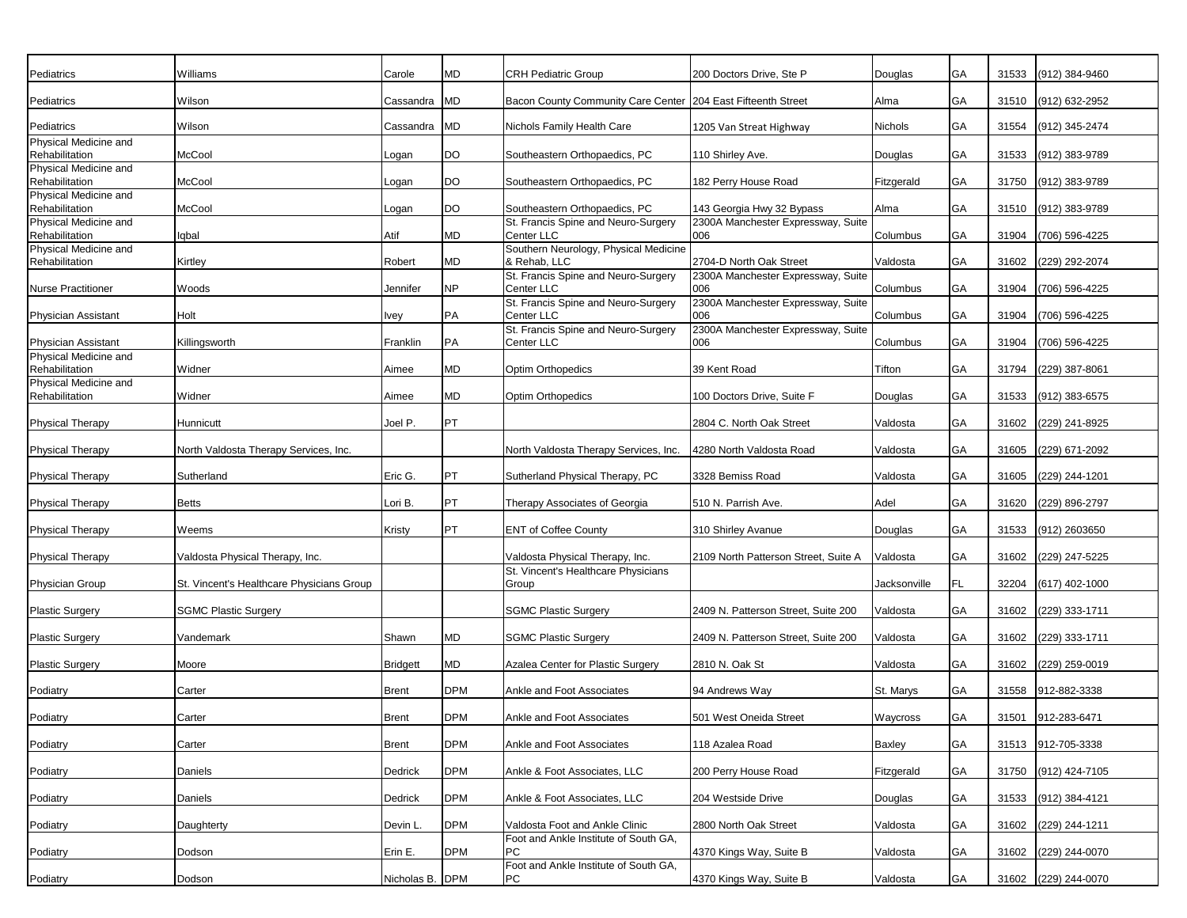| Pediatrics | Williams | Carole | MD | CRH Pediatric Group | 200 Doctors Drive, Ste P | Douglas | GA | 31533 | (912) 384-9460 |
|---|---|---|---|---|---|---|---|---|---|
| Pediatrics | Wilson | Cassandra | MD | Bacon County Community Care Center | 204 East Fifteenth Street | Alma | GA | 31510 | (912) 632-2952 |
| Pediatrics | Wilson | Cassandra | MD | Nichols Family Health Care | 1205 Van Streat Highway | Nichols | GA | 31554 | (912) 345-2474 |
| Physical Medicine and Rehabilitation | McCool | Logan | DO | Southeastern Orthopaedics, PC | 110 Shirley Ave. | Douglas | GA | 31533 | (912) 383-9789 |
| Physical Medicine and Rehabilitation | McCool | Logan | DO | Southeastern Orthopaedics, PC | 182 Perry House Road | Fitzgerald | GA | 31750 | (912) 383-9789 |
| Physical Medicine and Rehabilitation | McCool | Logan | DO | Southeastern Orthopaedics, PC | 143 Georgia Hwy 32 Bypass | Alma | GA | 31510 | (912) 383-9789 |
| Physical Medicine and Rehabilitation | Iqbal | Atif | MD | St. Francis Spine and Neuro-Surgery Center LLC | 2300A Manchester Expressway, Suite 006 | Columbus | GA | 31904 | (706) 596-4225 |
| Physical Medicine and Rehabilitation | Kirtley | Robert | MD | Southern Neurology, Physical Medicine & Rehab, LLC | 2704-D North Oak Street | Valdosta | GA | 31602 | (229) 292-2074 |
| Nurse Practitioner | Woods | Jennifer | NP | St. Francis Spine and Neuro-Surgery Center LLC | 2300A Manchester Expressway, Suite 006 | Columbus | GA | 31904 | (706) 596-4225 |
| Physician Assistant | Holt | Ivey | PA | St. Francis Spine and Neuro-Surgery Center LLC | 2300A Manchester Expressway, Suite 006 | Columbus | GA | 31904 | (706) 596-4225 |
| Physician Assistant | Killingsworth | Franklin | PA | St. Francis Spine and Neuro-Surgery Center LLC | 2300A Manchester Expressway, Suite 006 | Columbus | GA | 31904 | (706) 596-4225 |
| Physical Medicine and Rehabilitation | Widner | Aimee | MD | Optim Orthopedics | 39 Kent Road | Tifton | GA | 31794 | (229) 387-8061 |
| Physical Medicine and Rehabilitation | Widner | Aimee | MD | Optim Orthopedics | 100 Doctors Drive, Suite F | Douglas | GA | 31533 | (912) 383-6575 |
| Physical Therapy | Hunnicutt | Joel P. | PT | | 2804 C. North Oak Street | Valdosta | GA | 31602 | (229) 241-8925 |
| Physical Therapy | North Valdosta Therapy Services, Inc. | | | North Valdosta Therapy Services, Inc. | 4280 North Valdosta Road | Valdosta | GA | 31605 | (229) 671-2092 |
| Physical Therapy | Sutherland | Eric G. | PT | Sutherland Physical Therapy, PC | 3328 Bemiss Road | Valdosta | GA | 31605 | (229) 244-1201 |
| Physical Therapy | Betts | Lori B. | PT | Therapy Associates of Georgia | 510 N. Parrish Ave. | Adel | GA | 31620 | (229) 896-2797 |
| Physical Therapy | Weems | Kristy | PT | ENT of Coffee County | 310 Shirley Avanue | Douglas | GA | 31533 | (912) 2603650 |
| Physical Therapy | Valdosta Physical Therapy, Inc. | | | Valdosta Physical Therapy, Inc. | 2109 North Patterson Street, Suite A | Valdosta | GA | 31602 | (229) 247-5225 |
| Physician Group | St. Vincent's Healthcare Physicians Group | | | St. Vincent's Healthcare Physicians Group | | Jacksonville | FL | 32204 | (617) 402-1000 |
| Plastic Surgery | SGMC Plastic Surgery | | | SGMC Plastic Surgery | 2409 N. Patterson Street, Suite 200 | Valdosta | GA | 31602 | (229) 333-1711 |
| Plastic Surgery | Vandemark | Shawn | MD | SGMC Plastic Surgery | 2409 N. Patterson Street, Suite 200 | Valdosta | GA | 31602 | (229) 333-1711 |
| Plastic Surgery | Moore | Bridgett | MD | Azalea Center for Plastic Surgery | 2810 N. Oak St | Valdosta | GA | 31602 | (229) 259-0019 |
| Podiatry | Carter | Brent | DPM | Ankle and Foot Associates | 94 Andrews Way | St. Marys | GA | 31558 | 912-882-3338 |
| Podiatry | Carter | Brent | DPM | Ankle and Foot Associates | 501 West Oneida Street | Waycross | GA | 31501 | 912-283-6471 |
| Podiatry | Carter | Brent | DPM | Ankle and Foot Associates | 118 Azalea Road | Baxley | GA | 31513 | 912-705-3338 |
| Podiatry | Daniels | Dedrick | DPM | Ankle & Foot Associates, LLC | 200 Perry House Road | Fitzgerald | GA | 31750 | (912) 424-7105 |
| Podiatry | Daniels | Dedrick | DPM | Ankle & Foot Associates, LLC | 204 Westside Drive | Douglas | GA | 31533 | (912) 384-4121 |
| Podiatry | Daughterty | Devin L. | DPM | Valdosta Foot and Ankle Clinic | 2800 North Oak Street | Valdosta | GA | 31602 | (229) 244-1211 |
| Podiatry | Dodson | Erin E. | DPM | Foot and Ankle Institute of South GA, PC | 4370 Kings Way, Suite B | Valdosta | GA | 31602 | (229) 244-0070 |
| Podiatry | Dodson | Nicholas B. | DPM | Foot and Ankle Institute of South GA, PC | 4370 Kings Way, Suite B | Valdosta | GA | 31602 | (229) 244-0070 |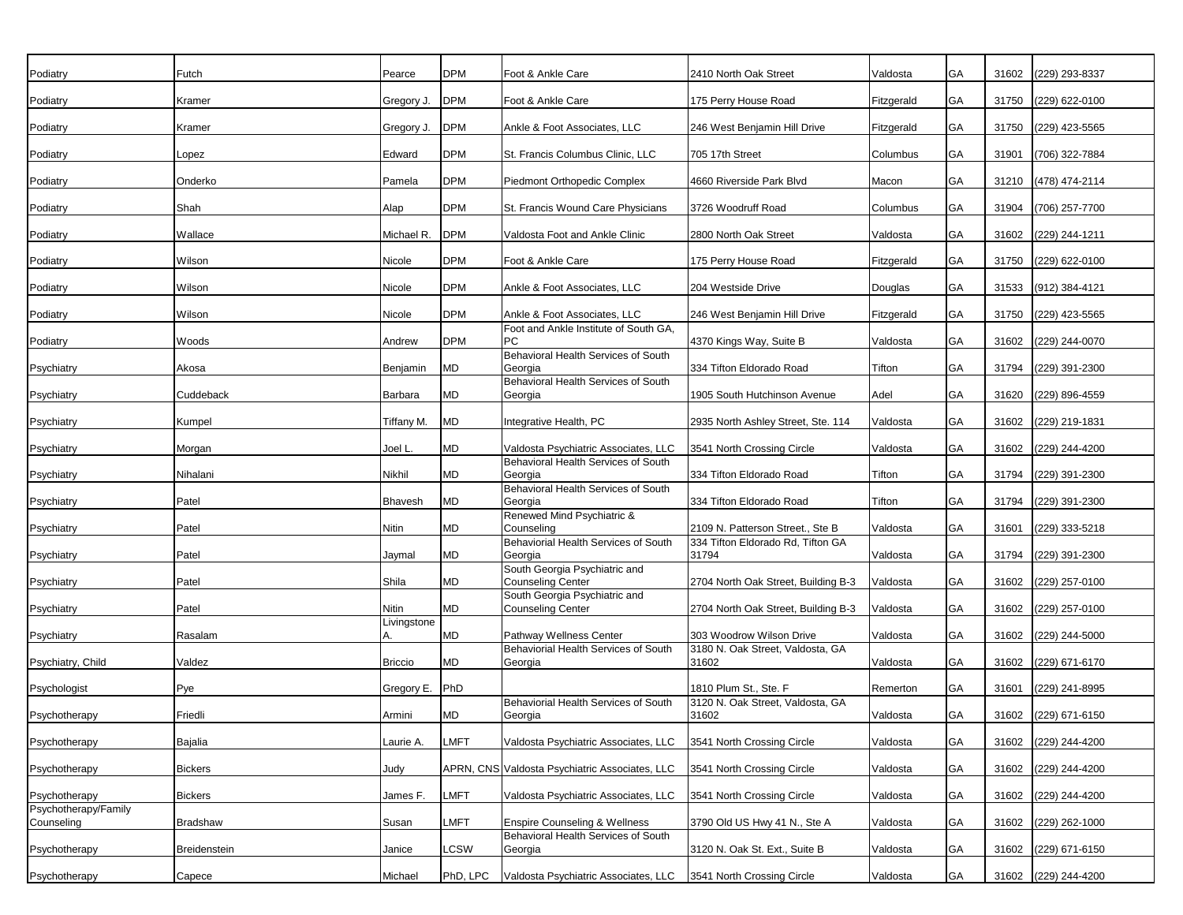| | | | | | | | | | |
|---|---|---|---|---|---|---|---|---|---|
| Podiatry | Futch | Pearce | DPM | Foot & Ankle Care | 2410 North Oak Street | Valdosta | GA | 31602 | (229) 293-8337 |
| Podiatry | Kramer | Gregory J. | DPM | Foot & Ankle Care | 175 Perry House Road | Fitzgerald | GA | 31750 | (229) 622-0100 |
| Podiatry | Kramer | Gregory J. | DPM | Ankle & Foot Associates, LLC | 246 West Benjamin Hill Drive | Fitzgerald | GA | 31750 | (229) 423-5565 |
| Podiatry | Lopez | Edward | DPM | St. Francis Columbus Clinic, LLC | 705 17th Street | Columbus | GA | 31901 | (706) 322-7884 |
| Podiatry | Onderko | Pamela | DPM | Piedmont Orthopedic Complex | 4660 Riverside Park Blvd | Macon | GA | 31210 | (478) 474-2114 |
| Podiatry | Shah | Alap | DPM | St. Francis Wound Care Physicians | 3726 Woodruff Road | Columbus | GA | 31904 | (706) 257-7700 |
| Podiatry | Wallace | Michael R. | DPM | Valdosta Foot and Ankle Clinic | 2800 North Oak Street | Valdosta | GA | 31602 | (229) 244-1211 |
| Podiatry | Wilson | Nicole | DPM | Foot & Ankle Care | 175 Perry House Road | Fitzgerald | GA | 31750 | (229) 622-0100 |
| Podiatry | Wilson | Nicole | DPM | Ankle & Foot Associates, LLC | 204 Westside Drive | Douglas | GA | 31533 | (912) 384-4121 |
| Podiatry | Wilson | Nicole | DPM | Ankle & Foot Associates, LLC | 246 West Benjamin Hill Drive | Fitzgerald | GA | 31750 | (229) 423-5565 |
| Podiatry | Woods | Andrew | DPM | Foot and Ankle Institute of South GA, PC | 4370 Kings Way, Suite B | Valdosta | GA | 31602 | (229) 244-0070 |
| Psychiatry | Akosa | Benjamin | MD | Behavioral Health Services of South Georgia | 334 Tifton Eldorado Road | Tifton | GA | 31794 | (229) 391-2300 |
| Psychiatry | Cuddeback | Barbara | MD | Behavioral Health Services of South Georgia | 1905 South Hutchinson Avenue | Adel | GA | 31620 | (229) 896-4559 |
| Psychiatry | Kumpel | Tiffany M. | MD | Integrative Health, PC | 2935 North Ashley Street, Ste. 114 | Valdosta | GA | 31602 | (229) 219-1831 |
| Psychiatry | Morgan | Joel L. | MD | Valdosta Psychiatric Associates, LLC | 3541 North Crossing Circle | Valdosta | GA | 31602 | (229) 244-4200 |
| Psychiatry | Nihalani | Nikhil | MD | Behavioral Health Services of South Georgia | 334 Tifton Eldorado Road | Tifton | GA | 31794 | (229) 391-2300 |
| Psychiatry | Patel | Bhavesh | MD | Behavioral Health Services of South Georgia | 334 Tifton Eldorado Road | Tifton | GA | 31794 | (229) 391-2300 |
| Psychiatry | Patel | Nitin | MD | Renewed Mind Psychiatric & Counseling | 2109 N. Patterson Street., Ste B | Valdosta | GA | 31601 | (229) 333-5218 |
| Psychiatry | Patel | Jaymal | MD | Behaviorial Health Services of South Georgia | 334 Tifton Eldorado Rd, Tifton GA 31794 | Valdosta | GA | 31794 | (229) 391-2300 |
| Psychiatry | Patel | Shila | MD | South Georgia Psychiatric and Counseling Center | 2704 North Oak Street, Building B-3 | Valdosta | GA | 31602 | (229) 257-0100 |
| Psychiatry | Patel | Nitin | MD | South Georgia Psychiatric and Counseling Center | 2704 North Oak Street, Building B-3 | Valdosta | GA | 31602 | (229) 257-0100 |
| Psychiatry | Rasalam | Livingstone A. | MD | Pathway Wellness Center | 303 Woodrow Wilson Drive | Valdosta | GA | 31602 | (229) 244-5000 |
| Psychiatry, Child | Valdez | Briccio | MD | Behaviorial Health Services of South Georgia | 3180 N. Oak Street, Valdosta, GA 31602 | Valdosta | GA | 31602 | (229) 671-6170 |
| Psychologist | Pye | Gregory E. | PhD | | 1810 Plum St., Ste. F | Remerton | GA | 31601 | (229) 241-8995 |
| Psychotherapy | Friedli | Armini | MD | Behaviorial Health Services of South Georgia | 3120 N. Oak Street, Valdosta, GA 31602 | Valdosta | GA | 31602 | (229) 671-6150 |
| Psychotherapy | Bajalia | Laurie A. | LMFT | Valdosta Psychiatric Associates, LLC | 3541 North Crossing Circle | Valdosta | GA | 31602 | (229) 244-4200 |
| Psychotherapy | Bickers | Judy | APRN, CNS | Valdosta Psychiatric Associates, LLC | 3541 North Crossing Circle | Valdosta | GA | 31602 | (229) 244-4200 |
| Psychotherapy | Bickers | James F. | LMFT | Valdosta Psychiatric Associates, LLC | 3541 North Crossing Circle | Valdosta | GA | 31602 | (229) 244-4200 |
| Psychotherapy/Family Counseling | Bradshaw | Susan | LMFT | Enspire Counseling & Wellness | 3790 Old US Hwy 41 N., Ste A | Valdosta | GA | 31602 | (229) 262-1000 |
| Psychotherapy | Breidenstein | Janice | LCSW | Behavioral Health Services of South Georgia | 3120 N. Oak St. Ext., Suite B | Valdosta | GA | 31602 | (229) 671-6150 |
| Psychotherapy | Capece | Michael | PhD, LPC | Valdosta Psychiatric Associates, LLC | 3541 North Crossing Circle | Valdosta | GA | 31602 | (229) 244-4200 |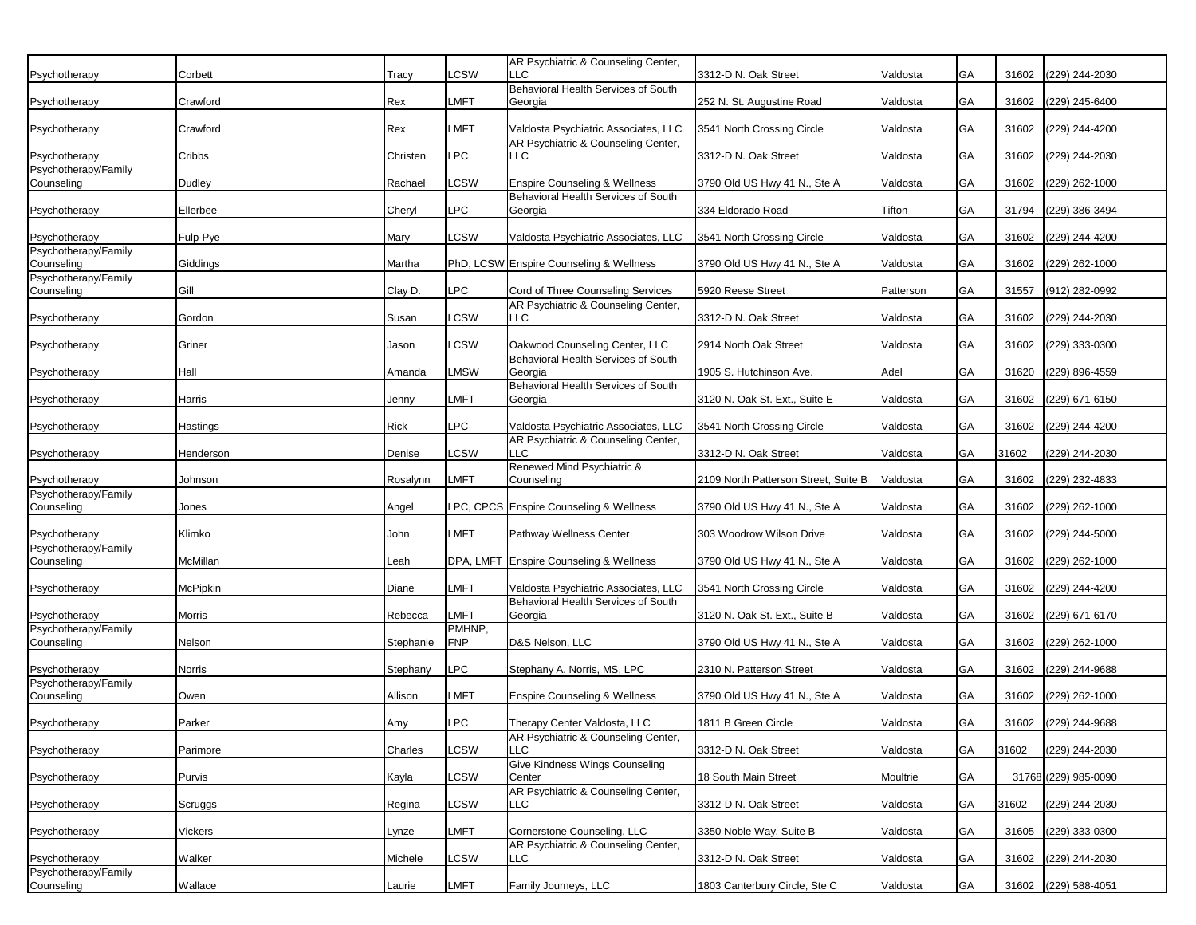| | | | | | | | | | |
|---|---|---|---|---|---|---|---|---|---|
| Psychotherapy | Corbett | Tracy | LCSW | AR Psychiatric & Counseling Center, LLC | 3312-D N. Oak Street | Valdosta | GA | 31602 | (229) 244-2030 |
| Psychotherapy | Crawford | Rex | LMFT | Behavioral Health Services of South Georgia | 252 N. St. Augustine Road | Valdosta | GA | 31602 | (229) 245-6400 |
| Psychotherapy | Crawford | Rex | LMFT | Valdosta Psychiatric Associates, LLC | 3541 North Crossing Circle | Valdosta | GA | 31602 | (229) 244-4200 |
| Psychotherapy | Cribbs | Christen | LPC | AR Psychiatric & Counseling Center, LLC | 3312-D N. Oak Street | Valdosta | GA | 31602 | (229) 244-2030 |
| Psychotherapy/Family Counseling | Dudley | Rachael | LCSW | Enspire Counseling & Wellness | 3790 Old US Hwy 41 N., Ste A | Valdosta | GA | 31602 | (229) 262-1000 |
| Psychotherapy | Ellerbee | Cheryl | LPC | Behavioral Health Services of South Georgia | 334 Eldorado Road | Tifton | GA | 31794 | (229) 386-3494 |
| Psychotherapy | Fulp-Pye | Mary | LCSW | Valdosta Psychiatric Associates, LLC | 3541 North Crossing Circle | Valdosta | GA | 31602 | (229) 244-4200 |
| Psychotherapy/Family Counseling | Giddings | Martha | PhD, LCSW | Enspire Counseling & Wellness | 3790 Old US Hwy 41 N., Ste A | Valdosta | GA | 31602 | (229) 262-1000 |
| Psychotherapy/Family Counseling | Gill | Clay D. | LPC | Cord of Three Counseling Services | 5920 Reese Street | Patterson | GA | 31557 | (912) 282-0992 |
| Psychotherapy | Gordon | Susan | LCSW | AR Psychiatric & Counseling Center, LLC | 3312-D N. Oak Street | Valdosta | GA | 31602 | (229) 244-2030 |
| Psychotherapy | Griner | Jason | LCSW | Oakwood Counseling Center, LLC | 2914 North Oak Street | Valdosta | GA | 31602 | (229) 333-0300 |
| Psychotherapy | Hall | Amanda | LMSW | Behavioral Health Services of South Georgia | 1905 S. Hutchinson Ave. | Adel | GA | 31620 | (229) 896-4559 |
| Psychotherapy | Harris | Jenny | LMFT | Behavioral Health Services of South Georgia | 3120 N. Oak St. Ext., Suite E | Valdosta | GA | 31602 | (229) 671-6150 |
| Psychotherapy | Hastings | Rick | LPC | Valdosta Psychiatric Associates, LLC | 3541 North Crossing Circle | Valdosta | GA | 31602 | (229) 244-4200 |
| Psychotherapy | Henderson | Denise | LCSW | AR Psychiatric & Counseling Center, LLC | 3312-D N. Oak Street | Valdosta | GA | 31602 | (229) 244-2030 |
| Psychotherapy | Johnson | Rosalynn | LMFT | Renewed Mind Psychiatric & Counseling | 2109 North Patterson Street, Suite B | Valdosta | GA | 31602 | (229) 232-4833 |
| Psychotherapy/Family Counseling | Jones | Angel | LPC, CPCS | Enspire Counseling & Wellness | 3790 Old US Hwy 41 N., Ste A | Valdosta | GA | 31602 | (229) 262-1000 |
| Psychotherapy | Klimko | John | LMFT | Pathway Wellness Center | 303 Woodrow Wilson Drive | Valdosta | GA | 31602 | (229) 244-5000 |
| Psychotherapy/Family Counseling | McMillan | Leah | DPA, LMFT | Enspire Counseling & Wellness | 3790 Old US Hwy 41 N., Ste A | Valdosta | GA | 31602 | (229) 262-1000 |
| Psychotherapy | McPipkin | Diane | LMFT | Valdosta Psychiatric Associates, LLC | 3541 North Crossing Circle | Valdosta | GA | 31602 | (229) 244-4200 |
| Psychotherapy | Morris | Rebecca | LMFT | Behavioral Health Services of South Georgia | 3120 N. Oak St. Ext., Suite B | Valdosta | GA | 31602 | (229) 671-6170 |
| Psychotherapy/Family Counseling | Nelson | Stephanie | PMHNP, FNP | D&S Nelson, LLC | 3790 Old US Hwy 41 N., Ste A | Valdosta | GA | 31602 | (229) 262-1000 |
| Psychotherapy | Norris | Stephany | LPC | Stephany A. Norris, MS, LPC | 2310 N. Patterson Street | Valdosta | GA | 31602 | (229) 244-9688 |
| Psychotherapy/Family Counseling | Owen | Allison | LMFT | Enspire Counseling & Wellness | 3790 Old US Hwy 41 N., Ste A | Valdosta | GA | 31602 | (229) 262-1000 |
| Psychotherapy | Parker | Amy | LPC | Therapy Center Valdosta, LLC | 1811 B Green Circle | Valdosta | GA | 31602 | (229) 244-9688 |
| Psychotherapy | Parimore | Charles | LCSW | AR Psychiatric & Counseling Center, LLC | 3312-D N. Oak Street | Valdosta | GA | 31602 | (229) 244-2030 |
| Psychotherapy | Purvis | Kayla | LCSW | Give Kindness Wings Counseling Center | 18 South Main Street | Moultrie | GA | 31768 | (229) 985-0090 |
| Psychotherapy | Scruggs | Regina | LCSW | AR Psychiatric & Counseling Center, LLC | 3312-D N. Oak Street | Valdosta | GA | 31602 | (229) 244-2030 |
| Psychotherapy | Vickers | Lynze | LMFT | Cornerstone Counseling, LLC | 3350 Noble Way, Suite B | Valdosta | GA | 31605 | (229) 333-0300 |
| Psychotherapy | Walker | Michele | LCSW | AR Psychiatric & Counseling Center, LLC | 3312-D N. Oak Street | Valdosta | GA | 31602 | (229) 244-2030 |
| Psychotherapy/Family Counseling | Wallace | Laurie | LMFT | Family Journeys, LLC | 1803 Canterbury Circle, Ste C | Valdosta | GA | 31602 | (229) 588-4051 |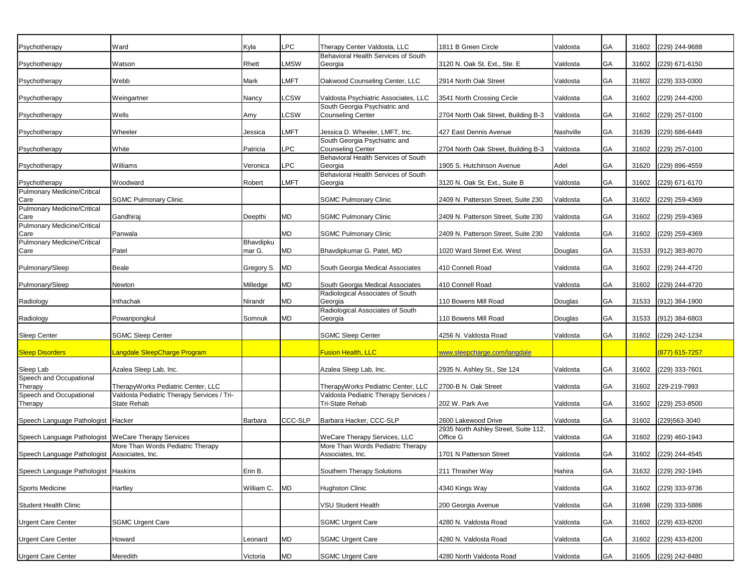| | | | | | | | | | |
|---|---|---|---|---|---|---|---|---|---|
| Psychotherapy | Ward | Kyla | LPC | Therapy Center Valdosta, LLC | 1811 B Green Circle | Valdosta | GA | 31602 | (229) 244-9688 |
| Psychotherapy | Watson | Rhett | LMSW | Behavioral Health Services of South Georgia | 3120 N. Oak St. Ext., Ste. E | Valdosta | GA | 31602 | (229) 671-6150 |
| Psychotherapy | Webb | Mark | LMFT | Oakwood Counseling Center, LLC | 2914 North Oak Street | Valdosta | GA | 31602 | (229) 333-0300 |
| Psychotherapy | Weingartner | Nancy | LCSW | Valdosta Psychiatric Associates, LLC | 3541 North Crossing Circle | Valdosta | GA | 31602 | (229) 244-4200 |
| Psychotherapy | Wells | Amy | LCSW | South Georgia Psychiatric and Counseling Center | 2704 North Oak Street, Building B-3 | Valdosta | GA | 31602 | (229) 257-0100 |
| Psychotherapy | Wheeler | Jessica | LMFT | Jessica D. Wheeler, LMFT, Inc. | 427 East Dennis Avenue | Nashville | GA | 31639 | (229) 686-6449 |
| Psychotherapy | White | Patricia | LPC | South Georgia Psychiatric and Counseling Center | 2704 North Oak Street, Building B-3 | Valdosta | GA | 31602 | (229) 257-0100 |
| Psychotherapy | Williams | Veronica | LPC | Behavioral Health Services of South Georgia | 1905 S. Hutchinson Avenue | Adel | GA | 31620 | (229) 896-4559 |
| Psychotherapy | Woodward | Robert | LMFT | Behavioral Health Services of South Georgia | 3120 N. Oak St. Ext., Suite B | Valdosta | GA | 31602 | (229) 671-6170 |
| Pulmonary Medicine/Critical Care | SGMC Pulmonary Clinic | | | SGMC Pulmonary Clinic | 2409 N. Patterson Street, Suite 230 | Valdosta | GA | 31602 | (229) 259-4369 |
| Pulmonary Medicine/Critical Care | Gandhiraj | Deepthi | MD | SGMC Pulmonary Clinic | 2409 N. Patterson Street, Suite 230 | Valdosta | GA | 31602 | (229) 259-4369 |
| Pulmonary Medicine/Critical Care | Panwala | | MD | SGMC Pulmonary Clinic | 2409 N. Patterson Street, Suite 230 | Valdosta | GA | 31602 | (229) 259-4369 |
| Pulmonary Medicine/Critical Care | Patel | Bhavdipkumar G. | MD | Bhavdipkumar G. Patel, MD | 1020 Ward Street Ext. West | Douglas | GA | 31533 | (912) 383-8070 |
| Pulmonary/Sleep | Beale | Gregory S. | MD | South Georgia Medical Associates | 410 Connell Road | Valdosta | GA | 31602 | (229) 244-4720 |
| Pulmonary/Sleep | Newton | Milledge | MD | South Georgia Medical Associates | 410 Connell Road | Valdosta | GA | 31602 | (229) 244-4720 |
| Radiology | Inthachak | Nirandr | MD | Radiological Associates of South Georgia | 110 Bowens Mill Road | Douglas | GA | 31533 | (912) 384-1900 |
| Radiology | Powanpongkul | Somnuk | MD | Radiological Associates of South Georgia | 110 Bowens Mill Road | Douglas | GA | 31533 | (912) 384-6803 |
| Sleep Center | SGMC Sleep Center | | | SGMC Sleep Center | 4256 N. Valdosta Road | Valdosta | GA | 31602 | (229) 242-1234 |
| Sleep Disorders | Langdale SleepCharge Program | | | Fusion Health, LLC | www.sleepcharge.com/langdale | | | | (877) 615-7257 |
| Sleep Lab | Azalea Sleep Lab, Inc. | | | Azalea Sleep Lab, Inc. | 2935 N. Ashley St., Ste 124 | Valdosta | GA | 31602 | (229) 333-7601 |
| Speech and Occupational Therapy | TherapyWorks Pediatric Center, LLC | | | TherapyWorks Pediatric Center, LLC | 2700-B N. Oak Street | Valdosta | GA | 31602 | 229-219-7993 |
| Speech and Occupational Therapy | Valdosta Pediatric Therapy Services / Tri-State Rehab | | | Valdosta Pediatric Therapy Services / Tri-State Rehab | 202 W. Park Ave | Valdosta | GA | 31602 | (229) 253-8500 |
| Speech Language Pathologist | Hacker | Barbara | CCC-SLP | Barbara Hacker, CCC-SLP | 2600 Lakewood Drive | Valdosta | GA | 31602 | (229)563-3040 |
| Speech Language Pathologist | WeCare Therapy Services | | | WeCare Therapy Services, LLC | 2935 North Ashley Street, Suite 112, Office G | Valdosta | GA | 31602 | (229) 460-1943 |
| Speech Language Pathologist | More Than Words Pediatric Therapy Associates, Inc. | | | More Than Words Pediatric Therapy Associates, Inc. | 1701 N Patterson Street | Valdosta | GA | 31602 | (229) 244-4545 |
| Speech Language Pathologist | Haskins | Erin B. | | Southern Therapy Solutions | 211 Thrasher Way | Hahira | GA | 31632 | (229) 292-1945 |
| Sports Medicine | Hartley | William C. | MD | Hughston Clinic | 4340 Kings Way | Valdosta | GA | 31602 | (229) 333-9736 |
| Student Health Clinic | | | | VSU Student Health | 200 Georgia Avenue | Valdosta | GA | 31698 | (229) 333-5886 |
| Urgent Care Center | SGMC Urgent Care | | | SGMC Urgent Care | 4280 N. Valdosta Road | Valdosta | GA | 31602 | (229) 433-8200 |
| Urgent Care Center | Howard | Leonard | MD | SGMC Urgent Care | 4280 N. Valdosta Road | Valdosta | GA | 31602 | (229) 433-8200 |
| Urgent Care Center | Meredith | Victoria | MD | SGMC Urgent Care | 4280 North Valdosta Road | Valdosta | GA | 31605 | (229) 242-8480 |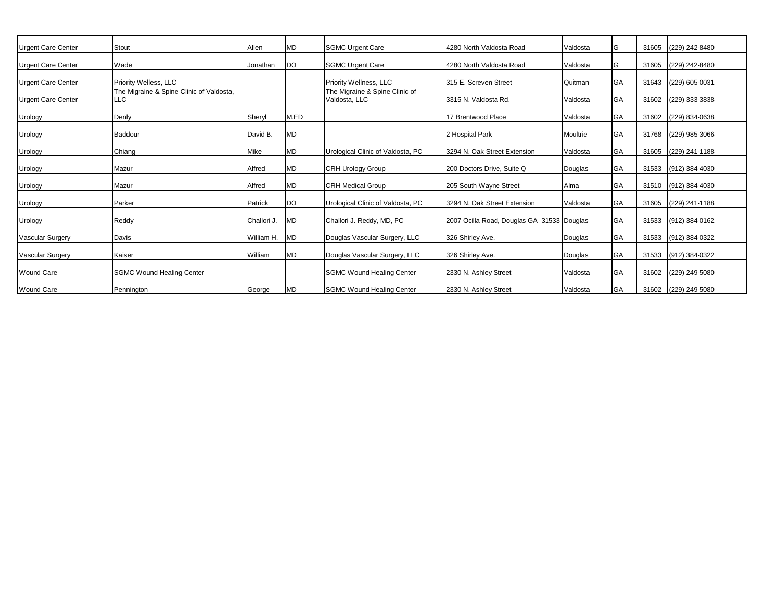| | | | | | | | | | |
|---|---|---|---|---|---|---|---|---|---|
| Urgent Care Center | Stout | Allen | MD | SGMC Urgent Care | 4280 North Valdosta Road | Valdosta | G | 31605 | (229) 242-8480 |
| Urgent Care Center | Wade | Jonathan | DO | SGMC Urgent Care | 4280 North Valdosta Road | Valdosta | G | 31605 | (229) 242-8480 |
| Urgent Care Center | Priority Welless, LLC | | | Priority Wellness, LLC | 315 E. Screven Street | Quitman | GA | 31643 | (229) 605-0031 |
| Urgent Care Center | The Migraine & Spine Clinic of Valdosta, LLC | | | The Migraine & Spine Clinic of Valdosta, LLC | 3315 N. Valdosta Rd. | Valdosta | GA | 31602 | (229) 333-3838 |
| Urology | Denly | Sheryl | M.ED | | 17 Brentwood Place | Valdosta | GA | 31602 | (229) 834-0638 |
| Urology | Baddour | David B. | MD | | 2 Hospital Park | Moultrie | GA | 31768 | (229) 985-3066 |
| Urology | Chiang | Mike | MD | Urological Clinic of Valdosta, PC | 3294 N. Oak Street Extension | Valdosta | GA | 31605 | (229) 241-1188 |
| Urology | Mazur | Alfred | MD | CRH Urology Group | 200 Doctors Drive, Suite Q | Douglas | GA | 31533 | (912) 384-4030 |
| Urology | Mazur | Alfred | MD | CRH Medical Group | 205 South Wayne Street | Alma | GA | 31510 | (912) 384-4030 |
| Urology | Parker | Patrick | DO | Urological Clinic of Valdosta, PC | 3294 N. Oak Street Extension | Valdosta | GA | 31605 | (229) 241-1188 |
| Urology | Reddy | Challori J. | MD | Challori J. Reddy, MD, PC | 2007 Ocilla Road, Douglas GA 31533 | Douglas | GA | 31533 | (912) 384-0162 |
| Vascular Surgery | Davis | William H. | MD | Douglas Vascular Surgery, LLC | 326 Shirley Ave. | Douglas | GA | 31533 | (912) 384-0322 |
| Vascular Surgery | Kaiser | William | MD | Douglas Vascular Surgery, LLC | 326 Shirley Ave. | Douglas | GA | 31533 | (912) 384-0322 |
| Wound Care | SGMC Wound Healing Center | | | SGMC Wound Healing Center | 2330 N. Ashley Street | Valdosta | GA | 31602 | (229) 249-5080 |
| Wound Care | Pennington | George | MD | SGMC Wound Healing Center | 2330 N. Ashley Street | Valdosta | GA | 31602 | (229) 249-5080 |